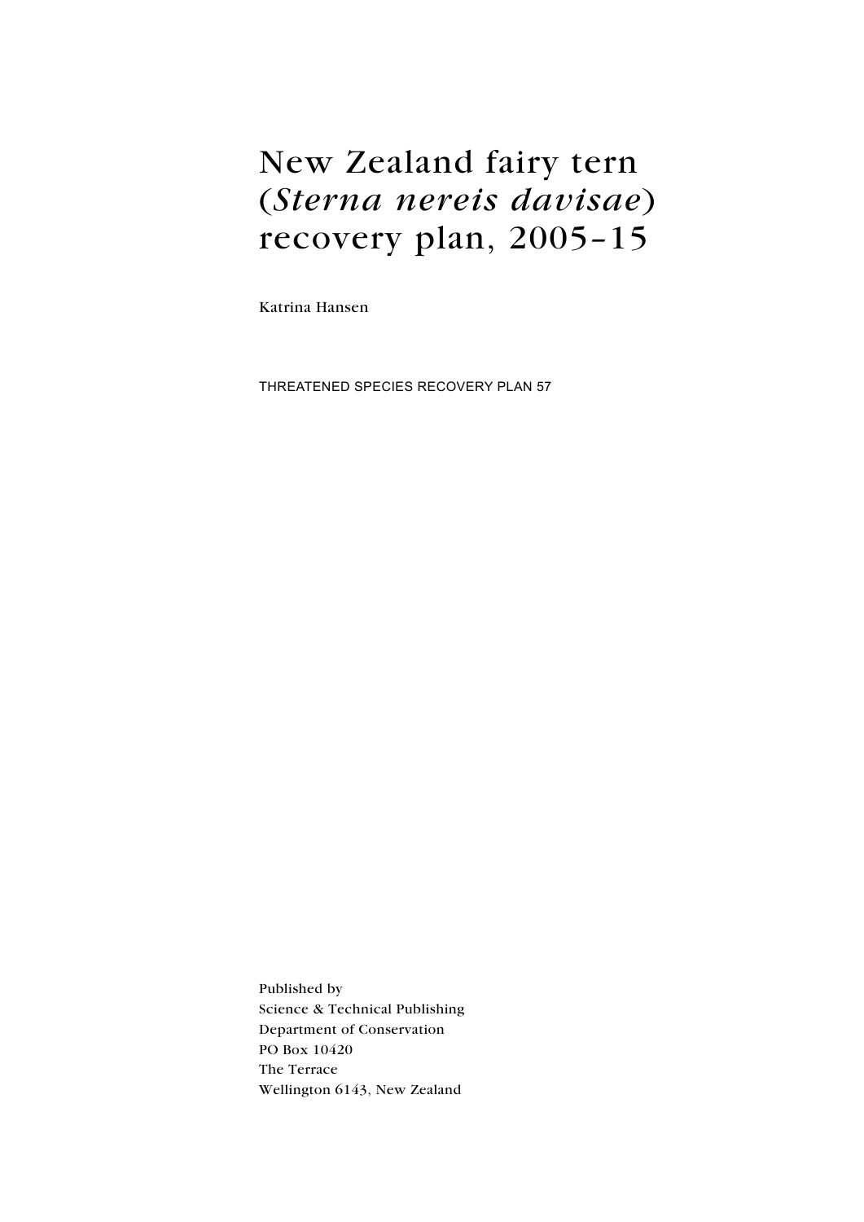# New Zealand fairy tern (*Sterna nereis davisae*) recovery plan, 2005–15

Katrina Hansen

THREATENED SPECIES RECOVERY PLAN 57

Published by
Science & Technical Publishing
Department of Conservation
PO Box 10420
The Terrace
Wellington 6143, New Zealand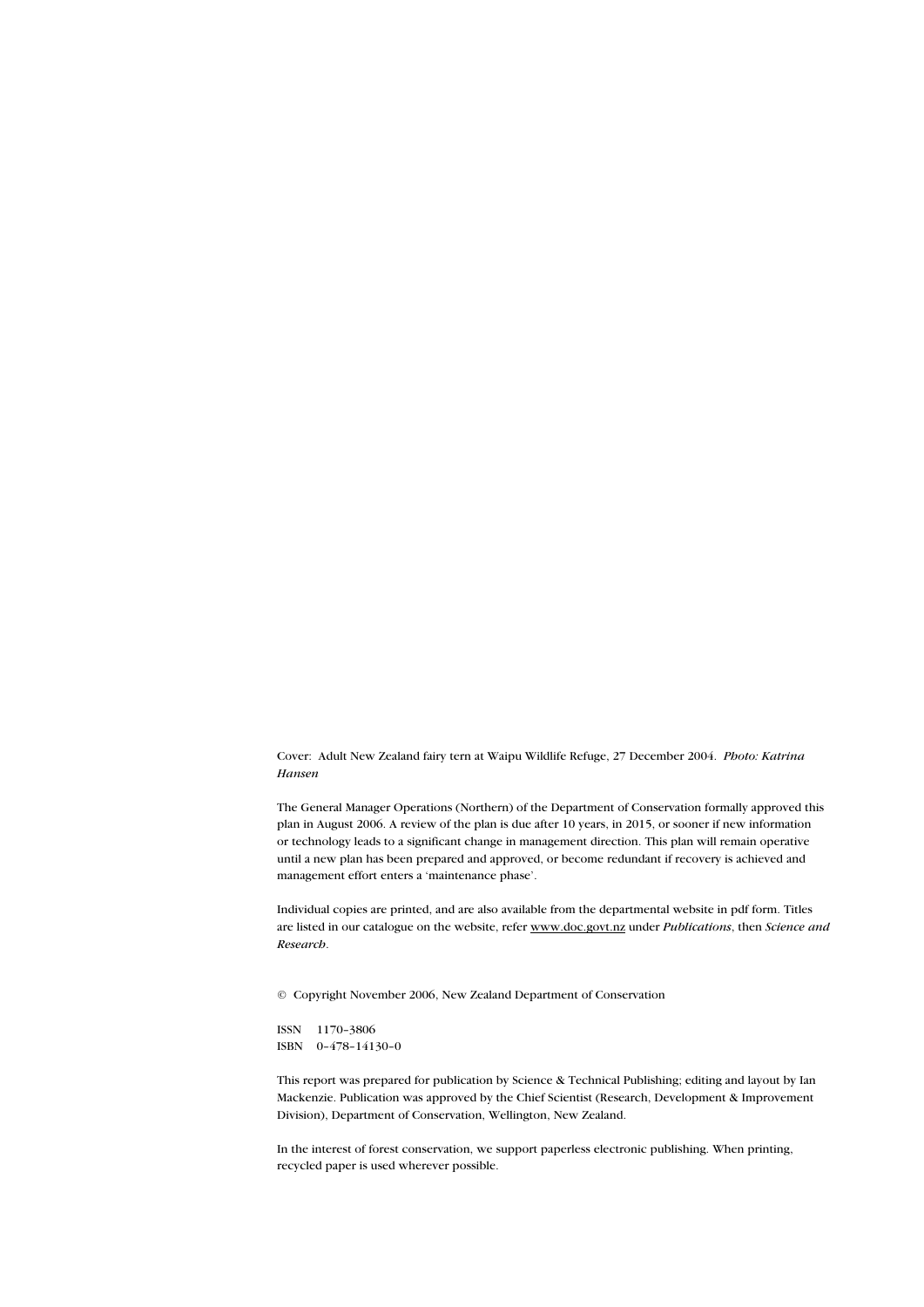Cover: Adult New Zealand fairy tern at Waipu Wildlife Refuge, 27 December 2004. *Photo: Katrina Hansen*

The General Manager Operations (Northern) of the Department of Conservation formally approved this plan in August 2006. A review of the plan is due after 10 years, in 2015, or sooner if new information or technology leads to a significant change in management direction. This plan will remain operative until a new plan has been prepared and approved, or become redundant if recovery is achieved and management effort enters a 'maintenance phase'.

Individual copies are printed, and are also available from the departmental website in pdf form. Titles are listed in our catalogue on the website, refer www.doc.govt.nz under *Publications*, then *Science and Research*.

© Copyright November 2006, New Zealand Department of Conservation

ISSN 1170–3806
ISBN 0–478–14130–0

This report was prepared for publication by Science & Technical Publishing; editing and layout by Ian Mackenzie. Publication was approved by the Chief Scientist (Research, Development & Improvement Division), Department of Conservation, Wellington, New Zealand.

In the interest of forest conservation, we support paperless electronic publishing. When printing, recycled paper is used wherever possible.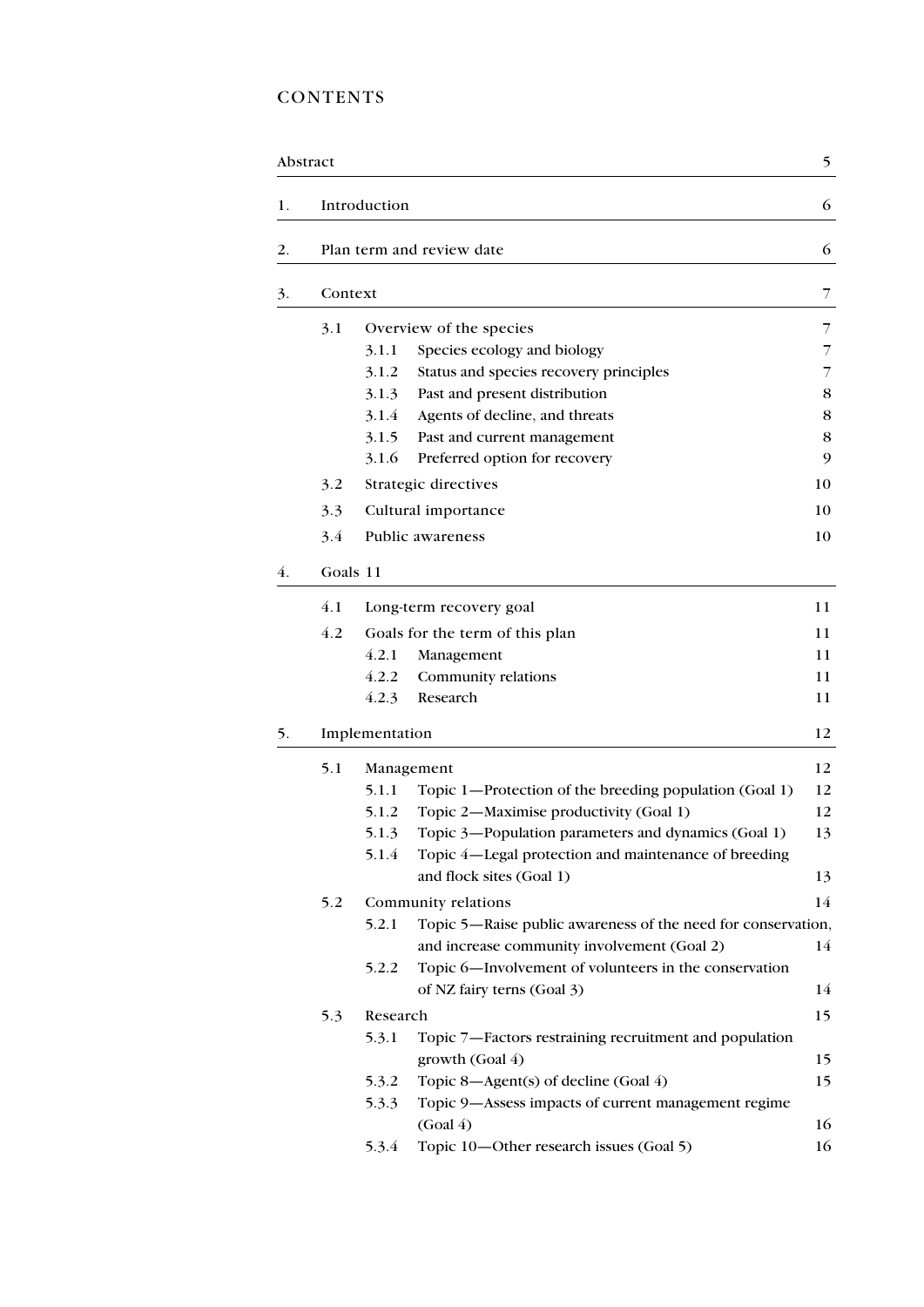# CONTENTS

| | | |
|---|---|---|
| Abstract | | 5 |
| 1. | Introduction | 6 |
| 2. | Plan term and review date | 6 |
| 3. | Context | 7 |
| | 3.1 Overview of the species | 7 |
| | 3.1.1 Species ecology and biology | 7 |
| | 3.1.2 Status and species recovery principles | 7 |
| | 3.1.3 Past and present distribution | 8 |
| | 3.1.4 Agents of decline, and threats | 8 |
| | 3.1.5 Past and current management | 8 |
| | 3.1.6 Preferred option for recovery | 9 |
| | 3.2 Strategic directives | 10 |
| | 3.3 Cultural importance | 10 |
| | 3.4 Public awareness | 10 |
| 4. | Goals 11 | |
| | 4.1 Long-term recovery goal | 11 |
| | 4.2 Goals for the term of this plan | 11 |
| | 4.2.1 Management | 11 |
| | 4.2.2 Community relations | 11 |
| | 4.2.3 Research | 11 |
| 5. | Implementation | 12 |
| | 5.1 Management | 12 |
| | 5.1.1 Topic 1—Protection of the breeding population (Goal 1) | 12 |
| | 5.1.2 Topic 2—Maximise productivity (Goal 1) | 12 |
| | 5.1.3 Topic 3—Population parameters and dynamics (Goal 1) | 13 |
| | 5.1.4 Topic 4—Legal protection and maintenance of breeding and flock sites (Goal 1) | 13 |
| | 5.2 Community relations | 14 |
| | 5.2.1 Topic 5—Raise public awareness of the need for conservation, and increase community involvement (Goal 2) | 14 |
| | 5.2.2 Topic 6—Involvement of volunteers in the conservation of NZ fairy terns (Goal 3) | 14 |
| | 5.3 Research | 15 |
| | 5.3.1 Topic 7—Factors restraining recruitment and population growth (Goal 4) | 15 |
| | 5.3.2 Topic 8—Agent(s) of decline (Goal 4) | 15 |
| | 5.3.3 Topic 9—Assess impacts of current management regime (Goal 4) | 16 |
| | 5.3.4 Topic 10—Other research issues (Goal 5) | 16 |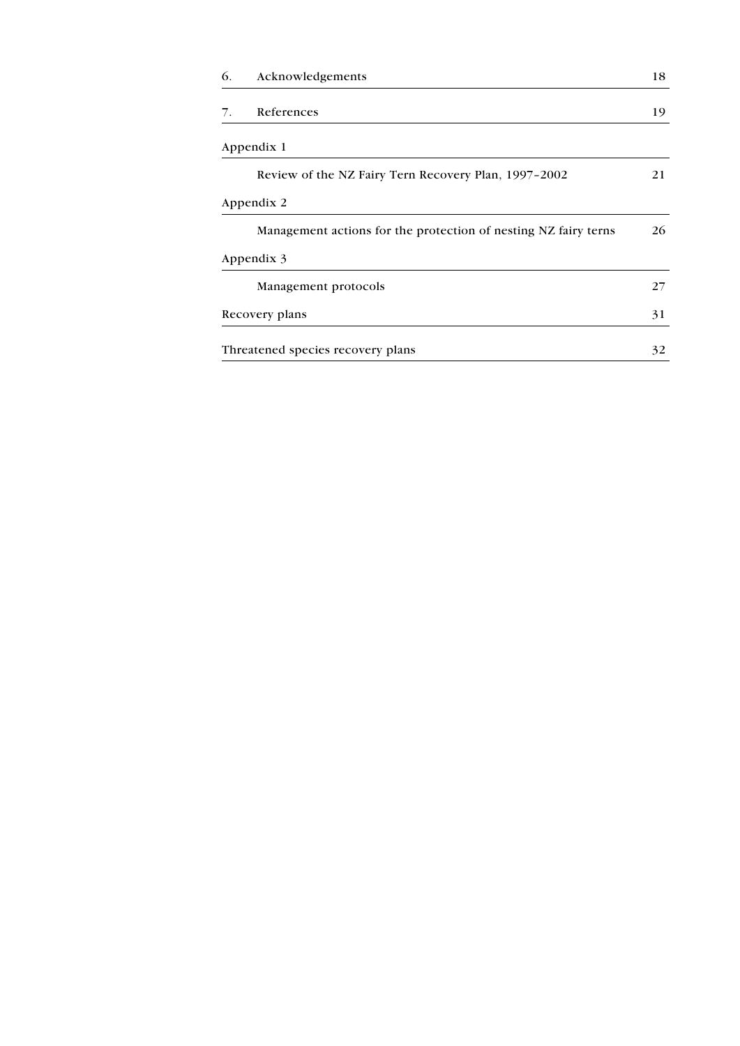| | | |
|---|---|---|
| 6. | Acknowledgements | 18 |
| 7. | References | 19 |
| Appendix 1 | | |
| | Review of the NZ Fairy Tern Recovery Plan, 1997–2002 | 21 |
| Appendix 2 | | |
| | Management actions for the protection of nesting NZ fairy terns | 26 |
| Appendix 3 | | |
| | Management protocols | 27 |
| Recovery plans | | 31 |
| Threatened species recovery plans | | 32 |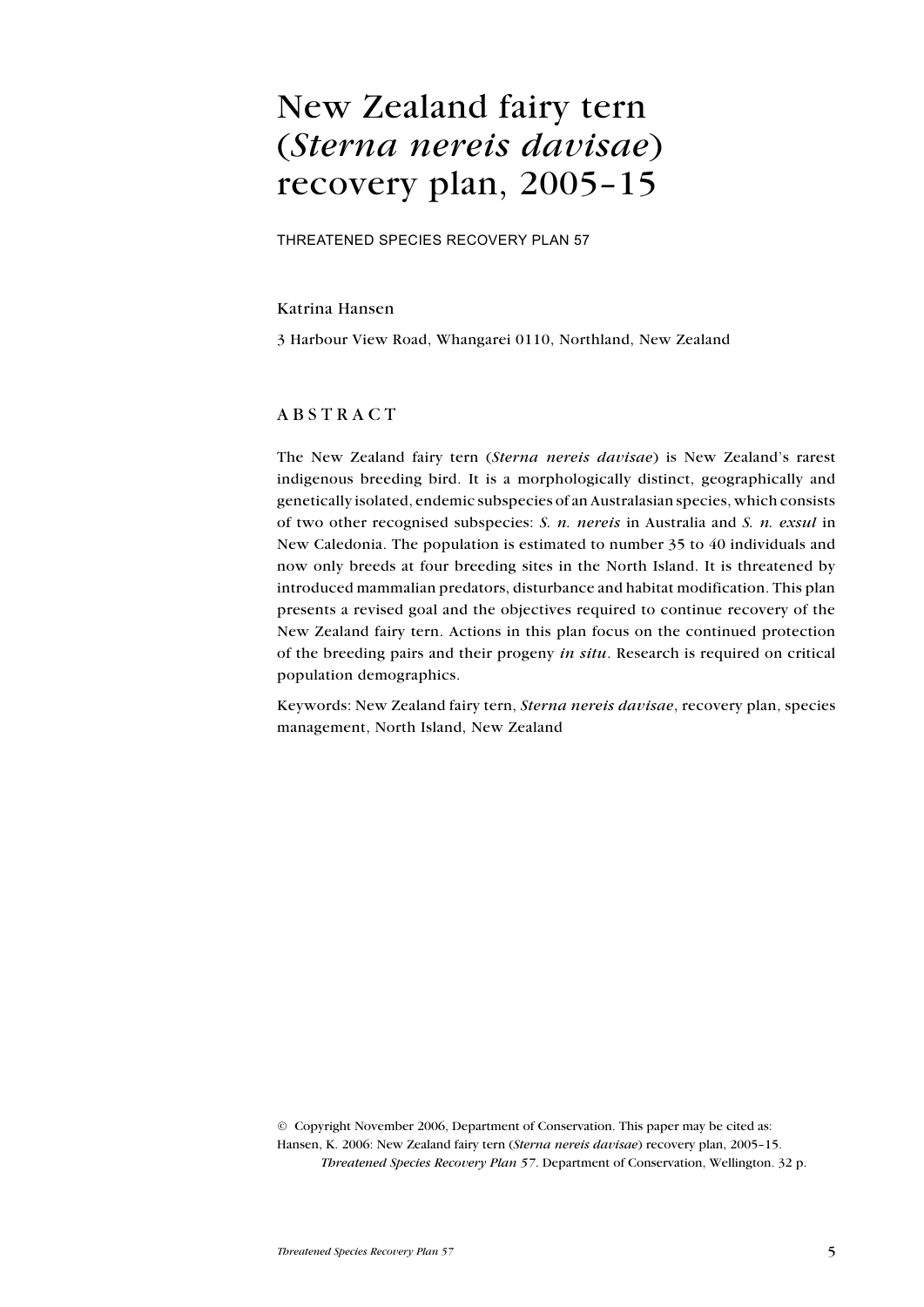# New Zealand fairy tern (*Sterna nereis davisae*) recovery plan, 2005–15

THREATENED SPECIES RECOVERY PLAN 57

Katrina Hansen

3 Harbour View Road, Whangarei 0110, Northland, New Zealand

## ABSTRACT

The New Zealand fairy tern (*Sterna nereis davisae*) is New Zealand's rarest indigenous breeding bird. It is a morphologically distinct, geographically and genetically isolated, endemic subspecies of an Australasian species, which consists of two other recognised subspecies: *S. n. nereis* in Australia and *S. n. exsul* in New Caledonia. The population is estimated to number 35 to 40 individuals and now only breeds at four breeding sites in the North Island. It is threatened by introduced mammalian predators, disturbance and habitat modification. This plan presents a revised goal and the objectives required to continue recovery of the New Zealand fairy tern. Actions in this plan focus on the continued protection of the breeding pairs and their progeny *in situ*. Research is required on critical population demographics.

Keywords: New Zealand fairy tern, *Sterna nereis davisae*, recovery plan, species management, North Island, New Zealand

© Copyright November 2006, Department of Conservation. This paper may be cited as:
Hansen, K. 2006: New Zealand fairy tern (*Sterna nereis davisae*) recovery plan, 2005–15. *Threatened Species Recovery Plan 57*. Department of Conservation, Wellington. 32 p.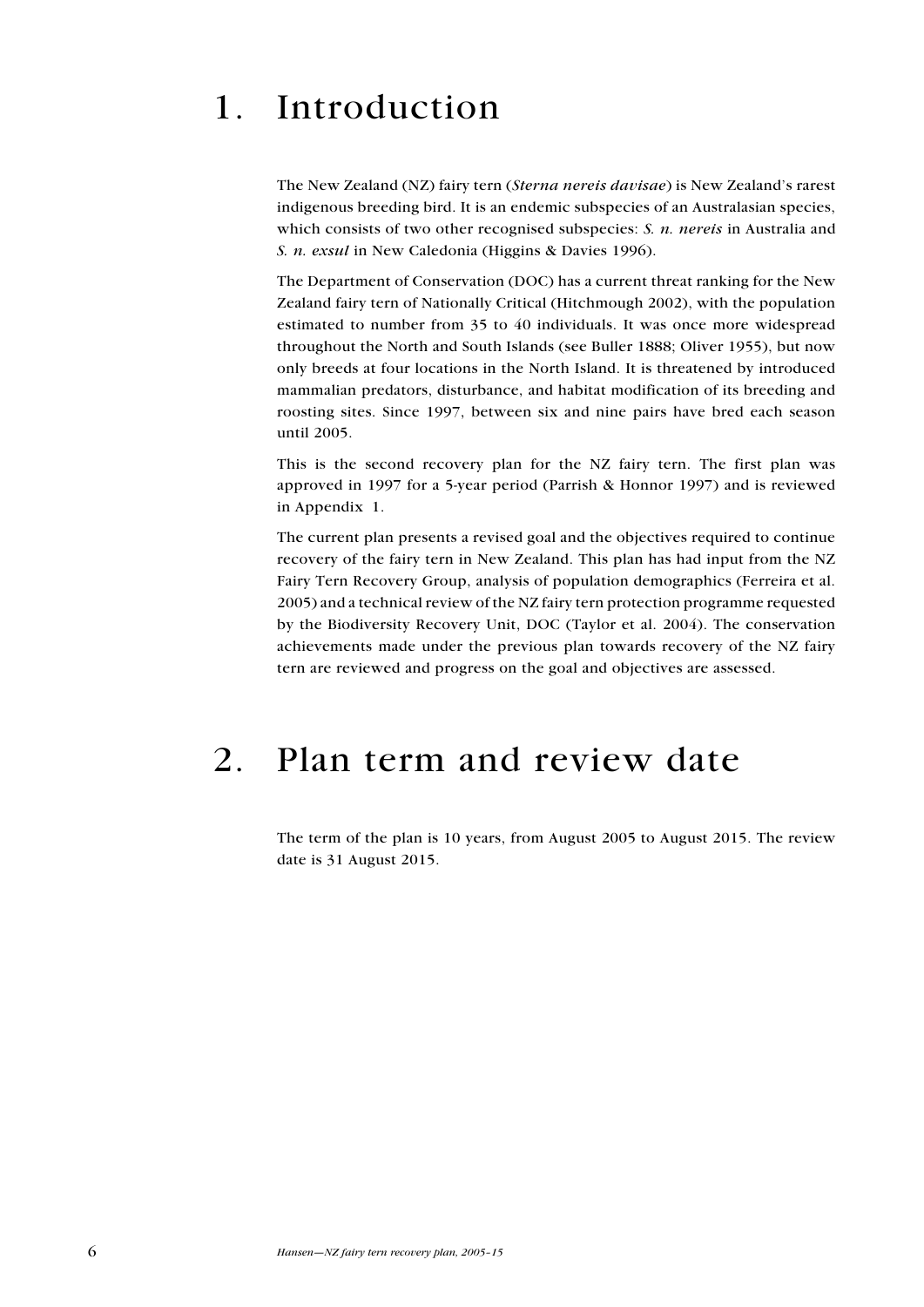# 1. Introduction

The New Zealand (NZ) fairy tern (*Sterna nereis davisae*) is New Zealand's rarest indigenous breeding bird. It is an endemic subspecies of an Australasian species, which consists of two other recognised subspecies: *S. n. nereis* in Australia and *S. n. exsul* in New Caledonia (Higgins & Davies 1996).

The Department of Conservation (DOC) has a current threat ranking for the New Zealand fairy tern of Nationally Critical (Hitchmough 2002), with the population estimated to number from 35 to 40 individuals. It was once more widespread throughout the North and South Islands (see Buller 1888; Oliver 1955), but now only breeds at four locations in the North Island. It is threatened by introduced mammalian predators, disturbance, and habitat modification of its breeding and roosting sites. Since 1997, between six and nine pairs have bred each season until 2005.

This is the second recovery plan for the NZ fairy tern. The first plan was approved in 1997 for a 5-year period (Parrish & Honnor 1997) and is reviewed in Appendix 1.

The current plan presents a revised goal and the objectives required to continue recovery of the fairy tern in New Zealand. This plan has had input from the NZ Fairy Tern Recovery Group, analysis of population demographics (Ferreira et al. 2005) and a technical review of the NZ fairy tern protection programme requested by the Biodiversity Recovery Unit, DOC (Taylor et al. 2004). The conservation achievements made under the previous plan towards recovery of the NZ fairy tern are reviewed and progress on the goal and objectives are assessed.

# 2. Plan term and review date

The term of the plan is 10 years, from August 2005 to August 2015. The review date is 31 August 2015.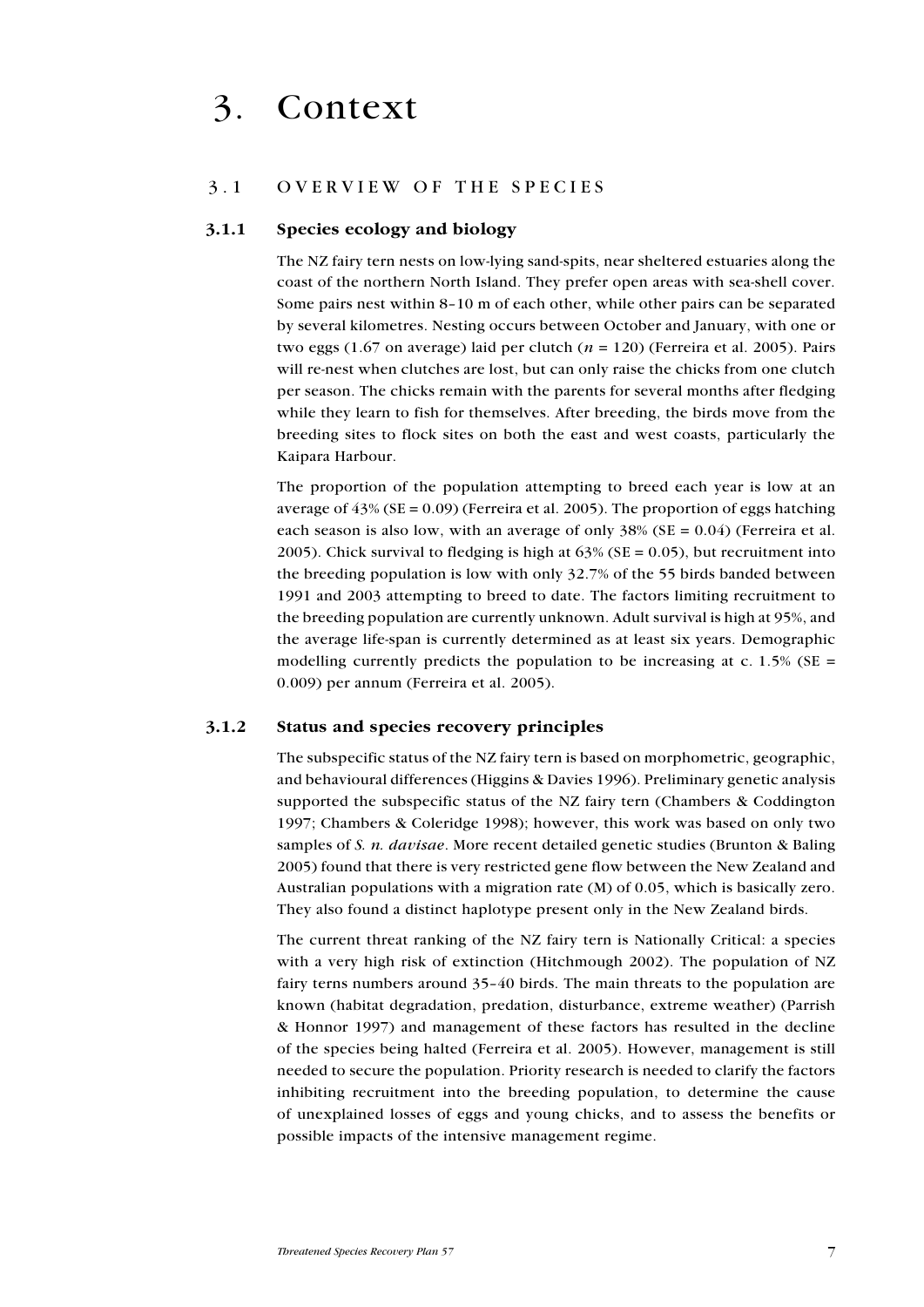# 3. Context

## 3.1 OVERVIEW OF THE SPECIES

### 3.1.1 Species ecology and biology

The NZ fairy tern nests on low-lying sand-spits, near sheltered estuaries along the coast of the northern North Island. They prefer open areas with sea-shell cover. Some pairs nest within 8–10 m of each other, while other pairs can be separated by several kilometres. Nesting occurs between October and January, with one or two eggs (1.67 on average) laid per clutch ($n$ = 120) (Ferreira et al. 2005). Pairs will re-nest when clutches are lost, but can only raise the chicks from one clutch per season. The chicks remain with the parents for several months after fledging while they learn to fish for themselves. After breeding, the birds move from the breeding sites to flock sites on both the east and west coasts, particularly the Kaipara Harbour.

The proportion of the population attempting to breed each year is low at an average of 43% (SE = 0.09) (Ferreira et al. 2005). The proportion of eggs hatching each season is also low, with an average of only 38% (SE = 0.04) (Ferreira et al. 2005). Chick survival to fledging is high at 63% (SE = 0.05), but recruitment into the breeding population is low with only 32.7% of the 55 birds banded between 1991 and 2003 attempting to breed to date. The factors limiting recruitment to the breeding population are currently unknown. Adult survival is high at 95%, and the average life-span is currently determined as at least six years. Demographic modelling currently predicts the population to be increasing at c. 1.5% (SE = 0.009) per annum (Ferreira et al. 2005).

### 3.1.2 Status and species recovery principles

The subspecific status of the NZ fairy tern is based on morphometric, geographic, and behavioural differences (Higgins & Davies 1996). Preliminary genetic analysis supported the subspecific status of the NZ fairy tern (Chambers & Coddington 1997; Chambers & Coleridge 1998); however, this work was based on only two samples of *S. n. davisae*. More recent detailed genetic studies (Brunton & Baling 2005) found that there is very restricted gene flow between the New Zealand and Australian populations with a migration rate (M) of 0.05, which is basically zero. They also found a distinct haplotype present only in the New Zealand birds.

The current threat ranking of the NZ fairy tern is Nationally Critical: a species with a very high risk of extinction (Hitchmough 2002). The population of NZ fairy terns numbers around 35–40 birds. The main threats to the population are known (habitat degradation, predation, disturbance, extreme weather) (Parrish & Honnor 1997) and management of these factors has resulted in the decline of the species being halted (Ferreira et al. 2005). However, management is still needed to secure the population. Priority research is needed to clarify the factors inhibiting recruitment into the breeding population, to determine the cause of unexplained losses of eggs and young chicks, and to assess the benefits or possible impacts of the intensive management regime.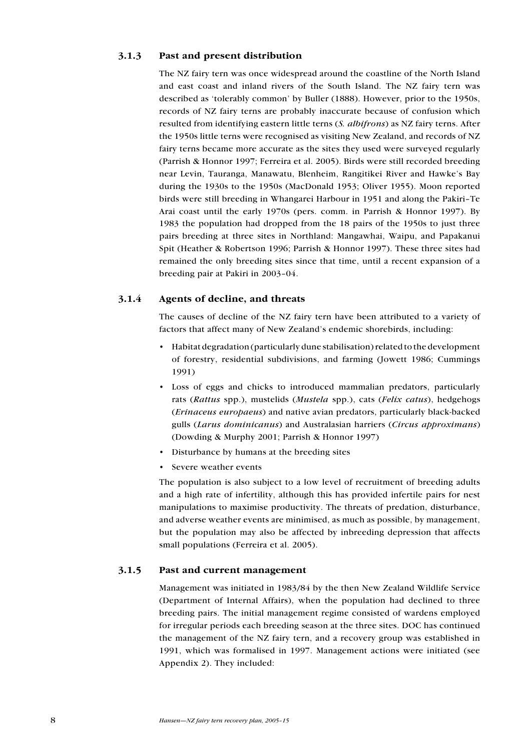### 3.1.3 Past and present distribution

The NZ fairy tern was once widespread around the coastline of the North Island and east coast and inland rivers of the South Island. The NZ fairy tern was described as 'tolerably common' by Buller (1888). However, prior to the 1950s, records of NZ fairy terns are probably inaccurate because of confusion which resulted from identifying eastern little terns (*S. albifrons*) as NZ fairy terns. After the 1950s little terns were recognised as visiting New Zealand, and records of NZ fairy terns became more accurate as the sites they used were surveyed regularly (Parrish & Honnor 1997; Ferreira et al. 2005). Birds were still recorded breeding near Levin, Tauranga, Manawatu, Blenheim, Rangitikei River and Hawke's Bay during the 1930s to the 1950s (MacDonald 1953; Oliver 1955). Moon reported birds were still breeding in Whangarei Harbour in 1951 and along the Pakiri–Te Arai coast until the early 1970s (pers. comm. in Parrish & Honnor 1997). By 1983 the population had dropped from the 18 pairs of the 1950s to just three pairs breeding at three sites in Northland: Mangawhai, Waipu, and Papakanui Spit (Heather & Robertson 1996; Parrish & Honnor 1997). These three sites had remained the only breeding sites since that time, until a recent expansion of a breeding pair at Pakiri in 2003–04.

### 3.1.4 Agents of decline, and threats

The causes of decline of the NZ fairy tern have been attributed to a variety of factors that affect many of New Zealand's endemic shorebirds, including:

- Habitat degradation (particularly dune stabilisation) related to the development of forestry, residential subdivisions, and farming (Jowett 1986; Cummings 1991)
- Loss of eggs and chicks to introduced mammalian predators, particularly rats (*Rattus* spp.), mustelids (*Mustela* spp.), cats (*Felix catus*), hedgehogs (*Erinaceus europaeus*) and native avian predators, particularly black-backed gulls (*Larus dominicanus*) and Australasian harriers (*Circus approximans*) (Dowding & Murphy 2001; Parrish & Honnor 1997)
- Disturbance by humans at the breeding sites
- Severe weather events

The population is also subject to a low level of recruitment of breeding adults and a high rate of infertility, although this has provided infertile pairs for nest manipulations to maximise productivity. The threats of predation, disturbance, and adverse weather events are minimised, as much as possible, by management, but the population may also be affected by inbreeding depression that affects small populations (Ferreira et al. 2005).

### 3.1.5 Past and current management

Management was initiated in 1983/84 by the then New Zealand Wildlife Service (Department of Internal Affairs), when the population had declined to three breeding pairs. The initial management regime consisted of wardens employed for irregular periods each breeding season at the three sites. DOC has continued the management of the NZ fairy tern, and a recovery group was established in 1991, which was formalised in 1997. Management actions were initiated (see Appendix 2). They included: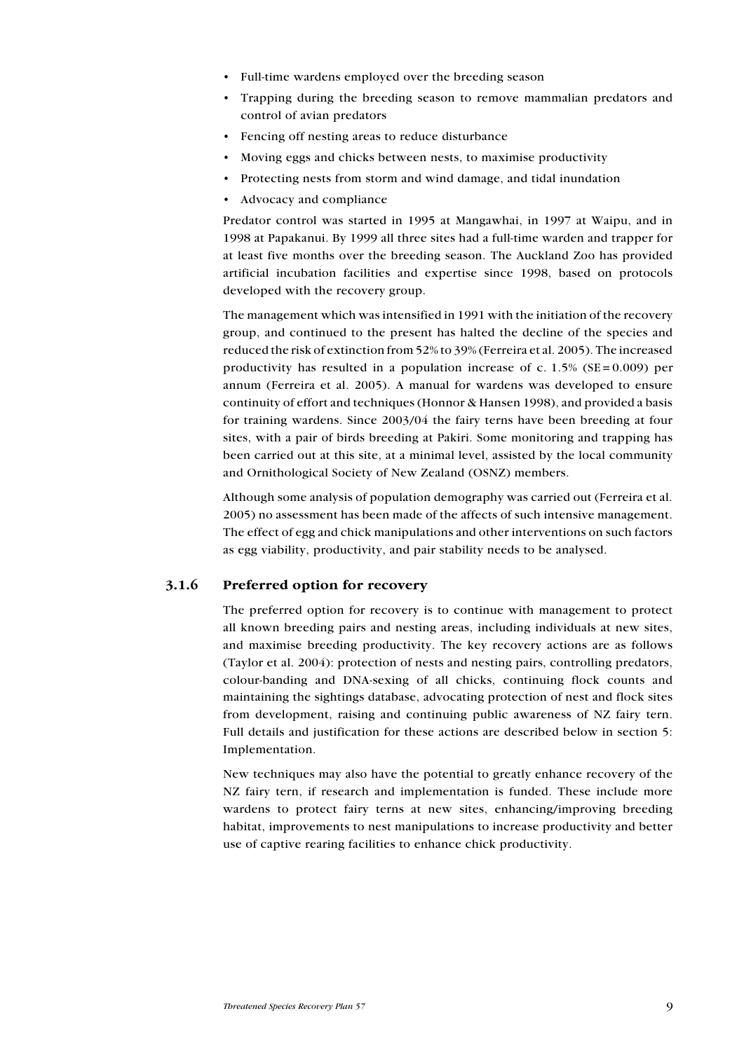- Full-time wardens employed over the breeding season
- Trapping during the breeding season to remove mammalian predators and control of avian predators
- Fencing off nesting areas to reduce disturbance
- Moving eggs and chicks between nests, to maximise productivity
- Protecting nests from storm and wind damage, and tidal inundation
- Advocacy and compliance

Predator control was started in 1995 at Mangawhai, in 1997 at Waipu, and in 1998 at Papakanui. By 1999 all three sites had a full-time warden and trapper for at least five months over the breeding season. The Auckland Zoo has provided artificial incubation facilities and expertise since 1998, based on protocols developed with the recovery group.

The management which was intensified in 1991 with the initiation of the recovery group, and continued to the present has halted the decline of the species and reduced the risk of extinction from 52% to 39% (Ferreira et al. 2005). The increased productivity has resulted in a population increase of c. 1.5% (SE = 0.009) per annum (Ferreira et al. 2005). A manual for wardens was developed to ensure continuity of effort and techniques (Honnor & Hansen 1998), and provided a basis for training wardens. Since 2003/04 the fairy terns have been breeding at four sites, with a pair of birds breeding at Pakiri. Some monitoring and trapping has been carried out at this site, at a minimal level, assisted by the local community and Ornithological Society of New Zealand (OSNZ) members.

Although some analysis of population demography was carried out (Ferreira et al. 2005) no assessment has been made of the affects of such intensive management. The effect of egg and chick manipulations and other interventions on such factors as egg viability, productivity, and pair stability needs to be analysed.

### 3.1.6 Preferred option for recovery

The preferred option for recovery is to continue with management to protect all known breeding pairs and nesting areas, including individuals at new sites, and maximise breeding productivity. The key recovery actions are as follows (Taylor et al. 2004): protection of nests and nesting pairs, controlling predators, colour-banding and DNA-sexing of all chicks, continuing flock counts and maintaining the sightings database, advocating protection of nest and flock sites from development, raising and continuing public awareness of NZ fairy tern. Full details and justification for these actions are described below in section 5: Implementation.

New techniques may also have the potential to greatly enhance recovery of the NZ fairy tern, if research and implementation is funded. These include more wardens to protect fairy terns at new sites, enhancing/improving breeding habitat, improvements to nest manipulations to increase productivity and better use of captive rearing facilities to enhance chick productivity.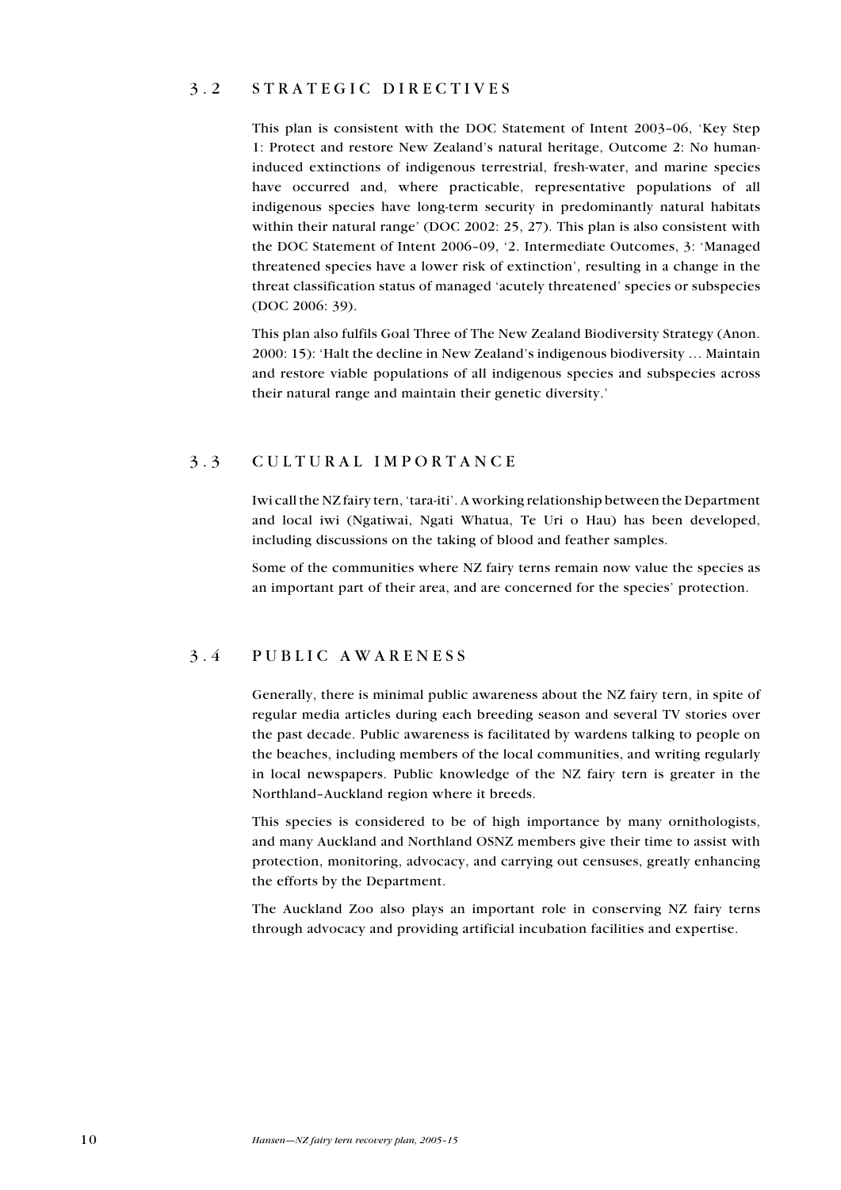## 3.2 STRATEGIC DIRECTIVES

This plan is consistent with the DOC Statement of Intent 2003–06, 'Key Step 1: Protect and restore New Zealand's natural heritage, Outcome 2: No human-induced extinctions of indigenous terrestrial, fresh-water, and marine species have occurred and, where practicable, representative populations of all indigenous species have long-term security in predominantly natural habitats within their natural range' (DOC 2002: 25, 27). This plan is also consistent with the DOC Statement of Intent 2006–09, '2. Intermediate Outcomes, 3: 'Managed threatened species have a lower risk of extinction', resulting in a change in the threat classification status of managed 'acutely threatened' species or subspecies (DOC 2006: 39).

This plan also fulfils Goal Three of The New Zealand Biodiversity Strategy (Anon. 2000: 15): 'Halt the decline in New Zealand's indigenous biodiversity … Maintain and restore viable populations of all indigenous species and subspecies across their natural range and maintain their genetic diversity.'

## 3.3 CULTURAL IMPORTANCE

Iwi call the NZ fairy tern, 'tara-iti'. A working relationship between the Department and local iwi (Ngatiwai, Ngati Whatua, Te Uri o Hau) has been developed, including discussions on the taking of blood and feather samples.

Some of the communities where NZ fairy terns remain now value the species as an important part of their area, and are concerned for the species' protection.

## 3.4 PUBLIC AWARENESS

Generally, there is minimal public awareness about the NZ fairy tern, in spite of regular media articles during each breeding season and several TV stories over the past decade. Public awareness is facilitated by wardens talking to people on the beaches, including members of the local communities, and writing regularly in local newspapers. Public knowledge of the NZ fairy tern is greater in the Northland–Auckland region where it breeds.

This species is considered to be of high importance by many ornithologists, and many Auckland and Northland OSNZ members give their time to assist with protection, monitoring, advocacy, and carrying out censuses, greatly enhancing the efforts by the Department.

The Auckland Zoo also plays an important role in conserving NZ fairy terns through advocacy and providing artificial incubation facilities and expertise.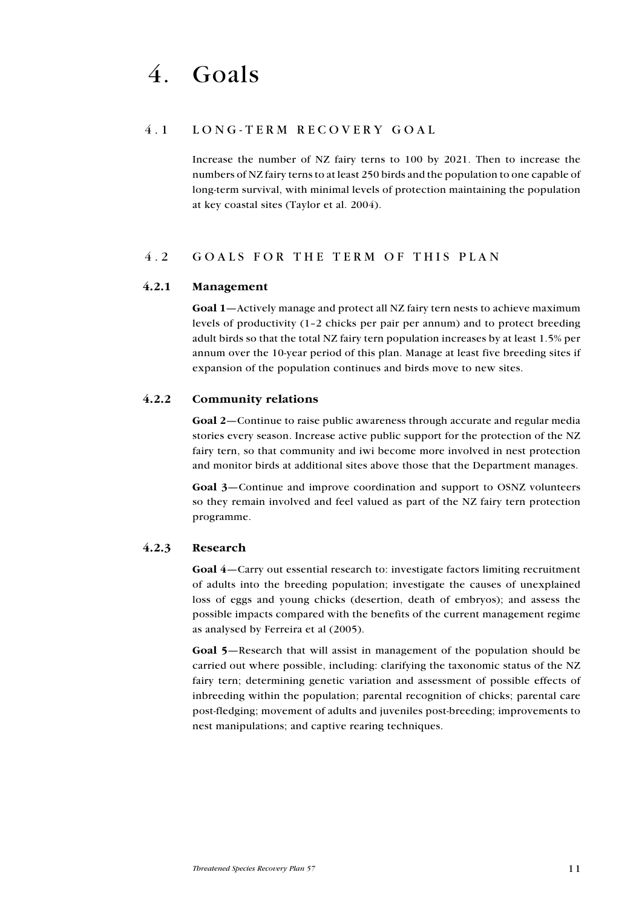# 4. Goals

## 4.1 LONG-TERM RECOVERY GOAL

Increase the number of NZ fairy terns to 100 by 2021. Then to increase the numbers of NZ fairy terns to at least 250 birds and the population to one capable of long-term survival, with minimal levels of protection maintaining the population at key coastal sites (Taylor et al. 2004).

## 4.2 GOALS FOR THE TERM OF THIS PLAN

### 4.2.1 Management

**Goal 1**—Actively manage and protect all NZ fairy tern nests to achieve maximum levels of productivity (1–2 chicks per pair per annum) and to protect breeding adult birds so that the total NZ fairy tern population increases by at least 1.5% per annum over the 10-year period of this plan. Manage at least five breeding sites if expansion of the population continues and birds move to new sites.

### 4.2.2 Community relations

**Goal 2**—Continue to raise public awareness through accurate and regular media stories every season. Increase active public support for the protection of the NZ fairy tern, so that community and iwi become more involved in nest protection and monitor birds at additional sites above those that the Department manages.

**Goal 3**—Continue and improve coordination and support to OSNZ volunteers so they remain involved and feel valued as part of the NZ fairy tern protection programme.

### 4.2.3 Research

**Goal 4**—Carry out essential research to: investigate factors limiting recruitment of adults into the breeding population; investigate the causes of unexplained loss of eggs and young chicks (desertion, death of embryos); and assess the possible impacts compared with the benefits of the current management regime as analysed by Ferreira et al (2005).

**Goal 5**—Research that will assist in management of the population should be carried out where possible, including: clarifying the taxonomic status of the NZ fairy tern; determining genetic variation and assessment of possible effects of inbreeding within the population; parental recognition of chicks; parental care post-fledging; movement of adults and juveniles post-breeding; improvements to nest manipulations; and captive rearing techniques.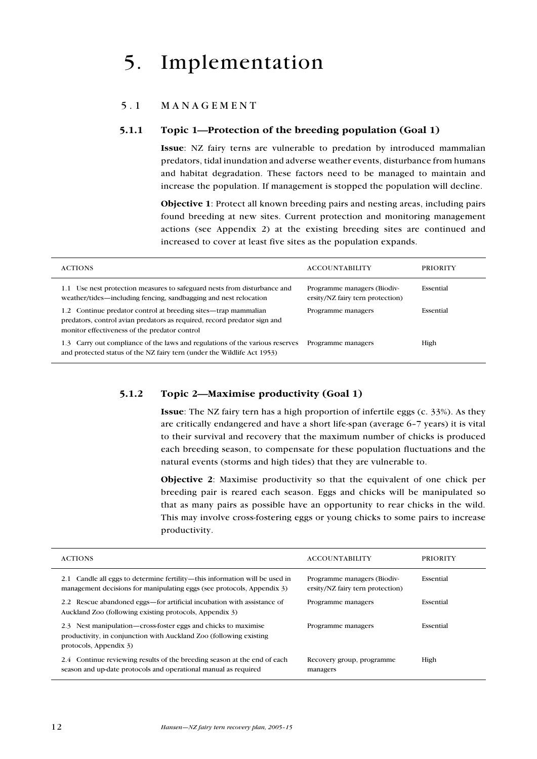# 5. Implementation

## 5.1 MANAGEMENT

### 5.1.1 Topic 1—Protection of the breeding population (Goal 1)

**Issue**: NZ fairy terns are vulnerable to predation by introduced mammalian predators, tidal inundation and adverse weather events, disturbance from humans and habitat degradation. These factors need to be managed to maintain and increase the population. If management is stopped the population will decline.

**Objective 1**: Protect all known breeding pairs and nesting areas, including pairs found breeding at new sites. Current protection and monitoring management actions (see Appendix 2) at the existing breeding sites are continued and increased to cover at least five sites as the population expands.

| ACTIONS | ACCOUNTABILITY | PRIORITY |
|---|---|---|
| 1.1 Use nest protection measures to safeguard nests from disturbance and weather/tides—including fencing, sandbagging and nest relocation | Programme managers (Biodiversity/NZ fairy tern protection) | Essential |
| 1.2 Continue predator control at breeding sites—trap mammalian predators, control avian predators as required, record predator sign and monitor effectiveness of the predator control | Programme managers | Essential |
| 1.3 Carry out compliance of the laws and regulations of the various reserves and protected status of the NZ fairy tern (under the Wildlife Act 1953) | Programme managers | High |

### 5.1.2 Topic 2—Maximise productivity (Goal 1)

**Issue**: The NZ fairy tern has a high proportion of infertile eggs (c. 33%). As they are critically endangered and have a short life-span (average 6–7 years) it is vital to their survival and recovery that the maximum number of chicks is produced each breeding season, to compensate for these population fluctuations and the natural events (storms and high tides) that they are vulnerable to.

**Objective 2**: Maximise productivity so that the equivalent of one chick per breeding pair is reared each season. Eggs and chicks will be manipulated so that as many pairs as possible have an opportunity to rear chicks in the wild. This may involve cross-fostering eggs or young chicks to some pairs to increase productivity.

| ACTIONS | ACCOUNTABILITY | PRIORITY |
|---|---|---|
| 2.1 Candle all eggs to determine fertility—this information will be used in management decisions for manipulating eggs (see protocols, Appendix 3) | Programme managers (Biodiversity/NZ fairy tern protection) | Essential |
| 2.2 Rescue abandoned eggs—for artificial incubation with assistance of Auckland Zoo (following existing protocols, Appendix 3) | Programme managers | Essential |
| 2.3 Nest manipulation—cross-foster eggs and chicks to maximise productivity, in conjunction with Auckland Zoo (following existing protocols, Appendix 3) | Programme managers | Essential |
| 2.4 Continue reviewing results of the breeding season at the end of each season and up-date protocols and operational manual as required | Recovery group, programme managers | High |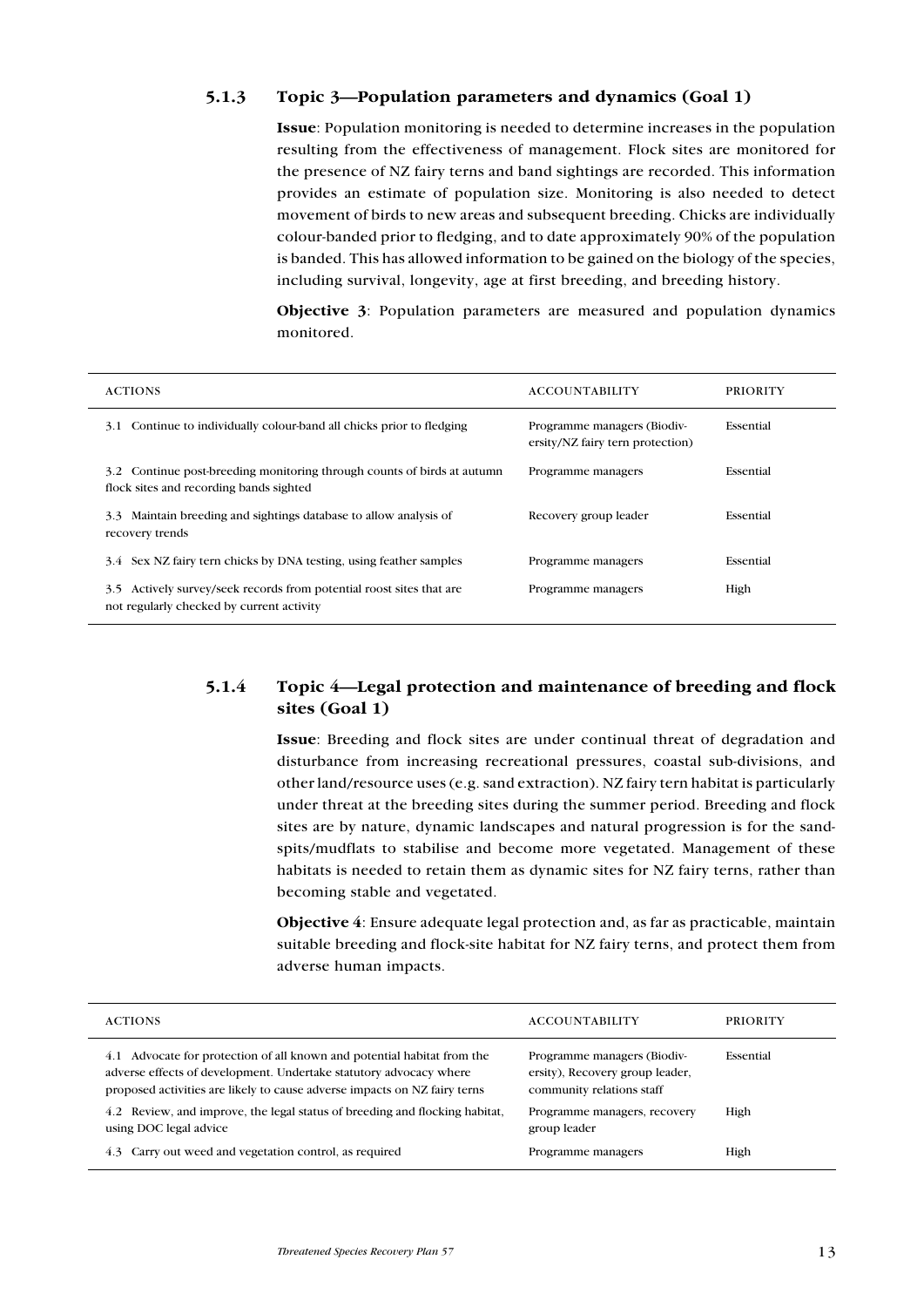### 5.1.3 Topic 3—Population parameters and dynamics (Goal 1)

**Issue**: Population monitoring is needed to determine increases in the population resulting from the effectiveness of management. Flock sites are monitored for the presence of NZ fairy terns and band sightings are recorded. This information provides an estimate of population size. Monitoring is also needed to detect movement of birds to new areas and subsequent breeding. Chicks are individually colour-banded prior to fledging, and to date approximately 90% of the population is banded. This has allowed information to be gained on the biology of the species, including survival, longevity, age at first breeding, and breeding history.

**Objective 3**: Population parameters are measured and population dynamics monitored.

| ACTIONS | ACCOUNTABILITY | PRIORITY |
|---|---|---|
| 3.1 Continue to individually colour-band all chicks prior to fledging | Programme managers (Biodiversity/NZ fairy tern protection) | Essential |
| 3.2 Continue post-breeding monitoring through counts of birds at autumn flock sites and recording bands sighted | Programme managers | Essential |
| 3.3 Maintain breeding and sightings database to allow analysis of recovery trends | Recovery group leader | Essential |
| 3.4 Sex NZ fairy tern chicks by DNA testing, using feather samples | Programme managers | Essential |
| 3.5 Actively survey/seek records from potential roost sites that are not regularly checked by current activity | Programme managers | High |

### 5.1.4 Topic 4—Legal protection and maintenance of breeding and flock sites (Goal 1)

**Issue**: Breeding and flock sites are under continual threat of degradation and disturbance from increasing recreational pressures, coastal sub-divisions, and other land/resource uses (e.g. sand extraction). NZ fairy tern habitat is particularly under threat at the breeding sites during the summer period. Breeding and flock sites are by nature, dynamic landscapes and natural progression is for the sand-spits/mudflats to stabilise and become more vegetated. Management of these habitats is needed to retain them as dynamic sites for NZ fairy terns, rather than becoming stable and vegetated.

**Objective 4**: Ensure adequate legal protection and, as far as practicable, maintain suitable breeding and flock-site habitat for NZ fairy terns, and protect them from adverse human impacts.

| ACTIONS | ACCOUNTABILITY | PRIORITY |
|---|---|---|
| 4.1 Advocate for protection of all known and potential habitat from the adverse effects of development. Undertake statutory advocacy where proposed activities are likely to cause adverse impacts on NZ fairy terns | Programme managers (Biodiversity), Recovery group leader, community relations staff | Essential |
| 4.2 Review, and improve, the legal status of breeding and flocking habitat, using DOC legal advice | Programme managers, recovery group leader | High |
| 4.3 Carry out weed and vegetation control, as required | Programme managers | High |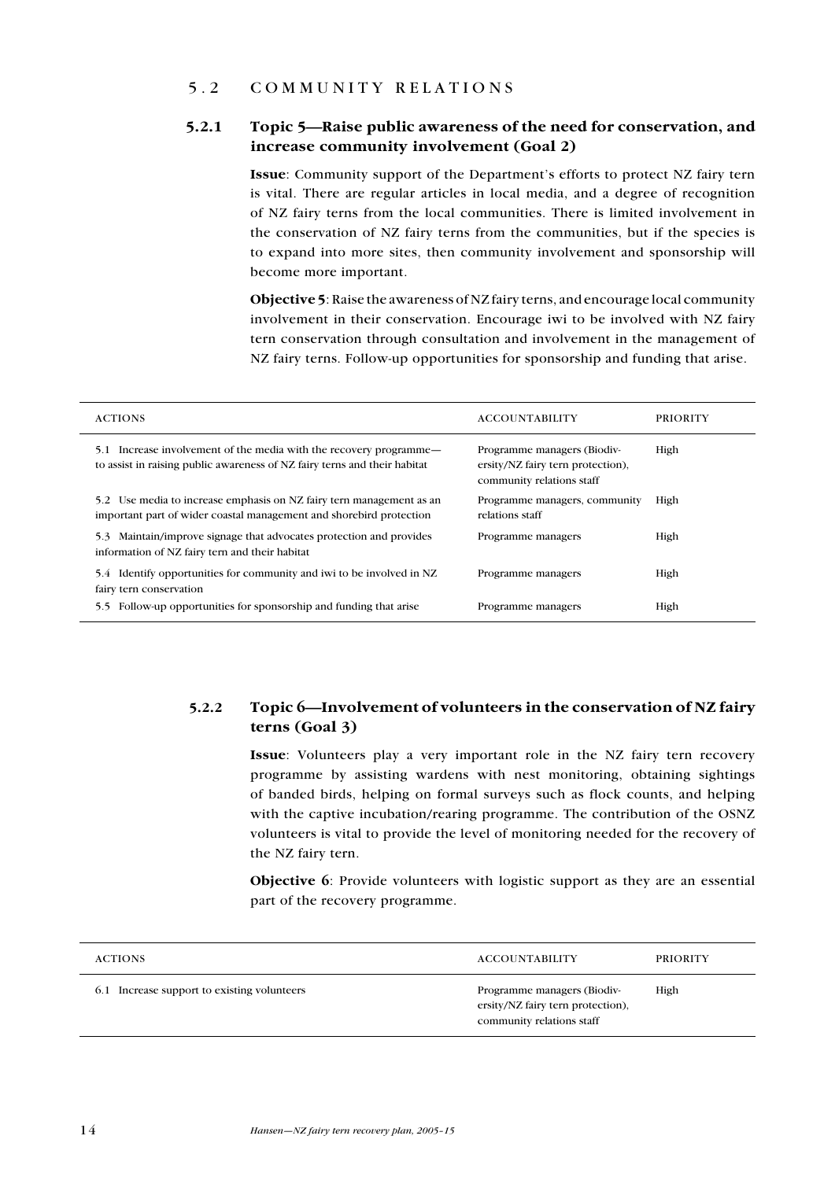## 5.2 COMMUNITY RELATIONS

### 5.2.1 Topic 5—Raise public awareness of the need for conservation, and increase community involvement (Goal 2)

**Issue**: Community support of the Department's efforts to protect NZ fairy tern is vital. There are regular articles in local media, and a degree of recognition of NZ fairy terns from the local communities. There is limited involvement in the conservation of NZ fairy terns from the communities, but if the species is to expand into more sites, then community involvement and sponsorship will become more important.

**Objective 5**: Raise the awareness of NZ fairy terns, and encourage local community involvement in their conservation. Encourage iwi to be involved with NZ fairy tern conservation through consultation and involvement in the management of NZ fairy terns. Follow-up opportunities for sponsorship and funding that arise.

| ACTIONS | ACCOUNTABILITY | PRIORITY |
|---|---|---|
| 5.1 Increase involvement of the media with the recovery programme—to assist in raising public awareness of NZ fairy terns and their habitat | Programme managers (Biodiversity/NZ fairy tern protection), community relations staff | High |
| 5.2 Use media to increase emphasis on NZ fairy tern management as an important part of wider coastal management and shorebird protection | Programme managers, community relations staff | High |
| 5.3 Maintain/improve signage that advocates protection and provides information of NZ fairy tern and their habitat | Programme managers | High |
| 5.4 Identify opportunities for community and iwi to be involved in NZ fairy tern conservation | Programme managers | High |
| 5.5 Follow-up opportunities for sponsorship and funding that arise | Programme managers | High |

### 5.2.2 Topic 6—Involvement of volunteers in the conservation of NZ fairy terns (Goal 3)

**Issue**: Volunteers play a very important role in the NZ fairy tern recovery programme by assisting wardens with nest monitoring, obtaining sightings of banded birds, helping on formal surveys such as flock counts, and helping with the captive incubation/rearing programme. The contribution of the OSNZ volunteers is vital to provide the level of monitoring needed for the recovery of the NZ fairy tern.

**Objective 6**: Provide volunteers with logistic support as they are an essential part of the recovery programme.

| ACTIONS | ACCOUNTABILITY | PRIORITY |
|---|---|---|
| 6.1 Increase support to existing volunteers | Programme managers (Biodiversity/NZ fairy tern protection), community relations staff | High |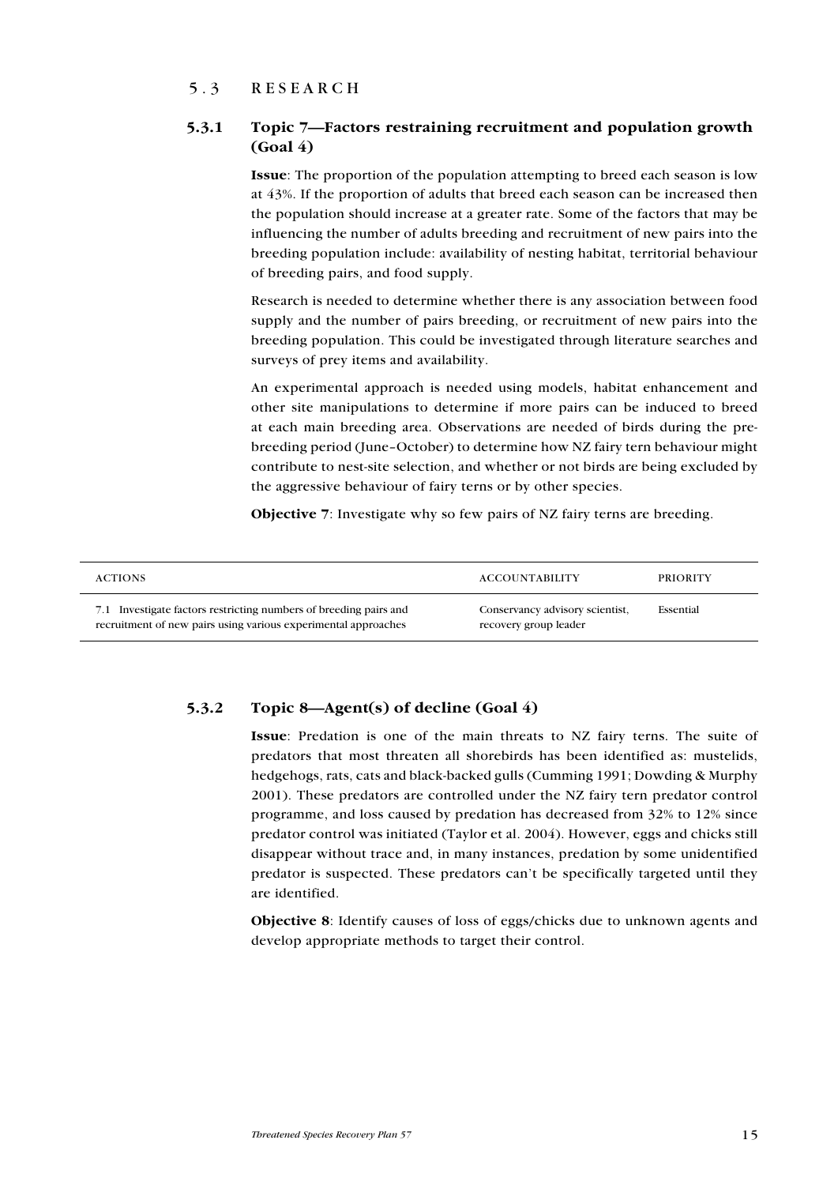## 5.3 RESEARCH

### 5.3.1 Topic 7—Factors restraining recruitment and population growth (Goal 4)

**Issue**: The proportion of the population attempting to breed each season is low at 43%. If the proportion of adults that breed each season can be increased then the population should increase at a greater rate. Some of the factors that may be influencing the number of adults breeding and recruitment of new pairs into the breeding population include: availability of nesting habitat, territorial behaviour of breeding pairs, and food supply.

Research is needed to determine whether there is any association between food supply and the number of pairs breeding, or recruitment of new pairs into the breeding population. This could be investigated through literature searches and surveys of prey items and availability.

An experimental approach is needed using models, habitat enhancement and other site manipulations to determine if more pairs can be induced to breed at each main breeding area. Observations are needed of birds during the pre-breeding period (June–October) to determine how NZ fairy tern behaviour might contribute to nest-site selection, and whether or not birds are being excluded by the aggressive behaviour of fairy terns or by other species.

**Objective 7**: Investigate why so few pairs of NZ fairy terns are breeding.

| ACTIONS | ACCOUNTABILITY | PRIORITY |
|---|---|---|
| 7.1 Investigate factors restricting numbers of breeding pairs and recruitment of new pairs using various experimental approaches | Conservancy advisory scientist, recovery group leader | Essential |

### 5.3.2 Topic 8—Agent(s) of decline (Goal 4)

**Issue**: Predation is one of the main threats to NZ fairy terns. The suite of predators that most threaten all shorebirds has been identified as: mustelids, hedgehogs, rats, cats and black-backed gulls (Cumming 1991; Dowding & Murphy 2001). These predators are controlled under the NZ fairy tern predator control programme, and loss caused by predation has decreased from 32% to 12% since predator control was initiated (Taylor et al. 2004). However, eggs and chicks still disappear without trace and, in many instances, predation by some unidentified predator is suspected. These predators can't be specifically targeted until they are identified.

**Objective 8**: Identify causes of loss of eggs/chicks due to unknown agents and develop appropriate methods to target their control.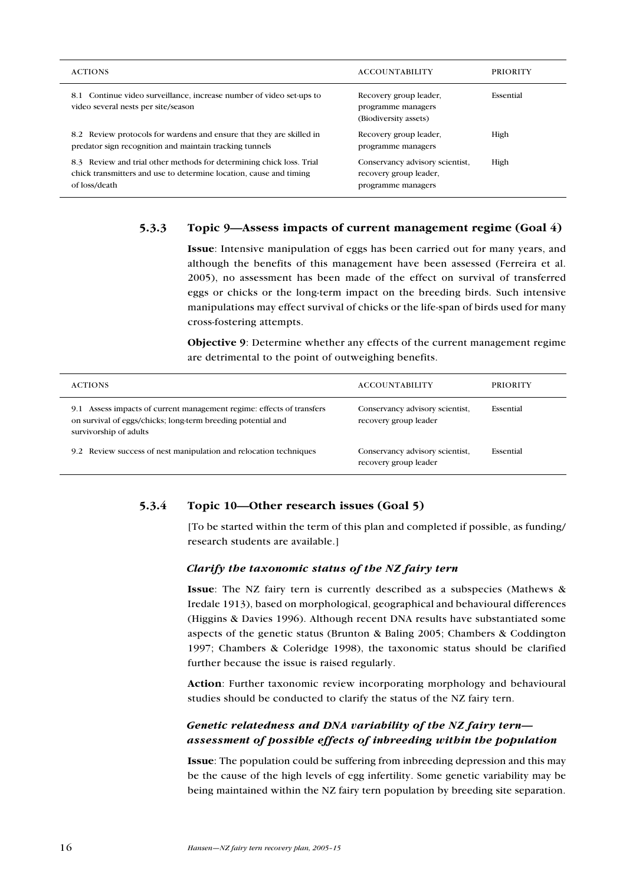| ACTIONS | ACCOUNTABILITY | PRIORITY |
|---|---|---|
| 8.1 Continue video surveillance, increase number of video set-ups to video several nests per site/season | Recovery group leader, programme managers (Biodiversity assets) | Essential |
| 8.2 Review protocols for wardens and ensure that they are skilled in predator sign recognition and maintain tracking tunnels | Recovery group leader, programme managers | High |
| 8.3 Review and trial other methods for determining chick loss. Trial chick transmitters and use to determine location, cause and timing of loss/death | Conservancy advisory scientist, recovery group leader, programme managers | High |

### 5.3.3 Topic 9—Assess impacts of current management regime (Goal 4)

**Issue**: Intensive manipulation of eggs has been carried out for many years, and although the benefits of this management have been assessed (Ferreira et al. 2005), no assessment has been made of the effect on survival of transferred eggs or chicks or the long-term impact on the breeding birds. Such intensive manipulations may effect survival of chicks or the life-span of birds used for many cross-fostering attempts.

**Objective 9**: Determine whether any effects of the current management regime are detrimental to the point of outweighing benefits.

| ACTIONS | ACCOUNTABILITY | PRIORITY |
|---|---|---|
| 9.1 Assess impacts of current management regime: effects of transfers on survival of eggs/chicks; long-term breeding potential and survivorship of adults | Conservancy advisory scientist, recovery group leader | Essential |
| 9.2 Review success of nest manipulation and relocation techniques | Conservancy advisory scientist, recovery group leader | Essential |

### 5.3.4 Topic 10—Other research issues (Goal 5)

[To be started within the term of this plan and completed if possible, as funding/ research students are available.]

#### *Clarify the taxonomic status of the NZ fairy tern*

**Issue**: The NZ fairy tern is currently described as a subspecies (Mathews & Iredale 1913), based on morphological, geographical and behavioural differences (Higgins & Davies 1996). Although recent DNA results have substantiated some aspects of the genetic status (Brunton & Baling 2005; Chambers & Coddington 1997; Chambers & Coleridge 1998), the taxonomic status should be clarified further because the issue is raised regularly.

**Action**: Further taxonomic review incorporating morphology and behavioural studies should be conducted to clarify the status of the NZ fairy tern.

#### *Genetic relatedness and DNA variability of the NZ fairy tern—assessment of possible effects of inbreeding within the population*

**Issue**: The population could be suffering from inbreeding depression and this may be the cause of the high levels of egg infertility. Some genetic variability may be being maintained within the NZ fairy tern population by breeding site separation.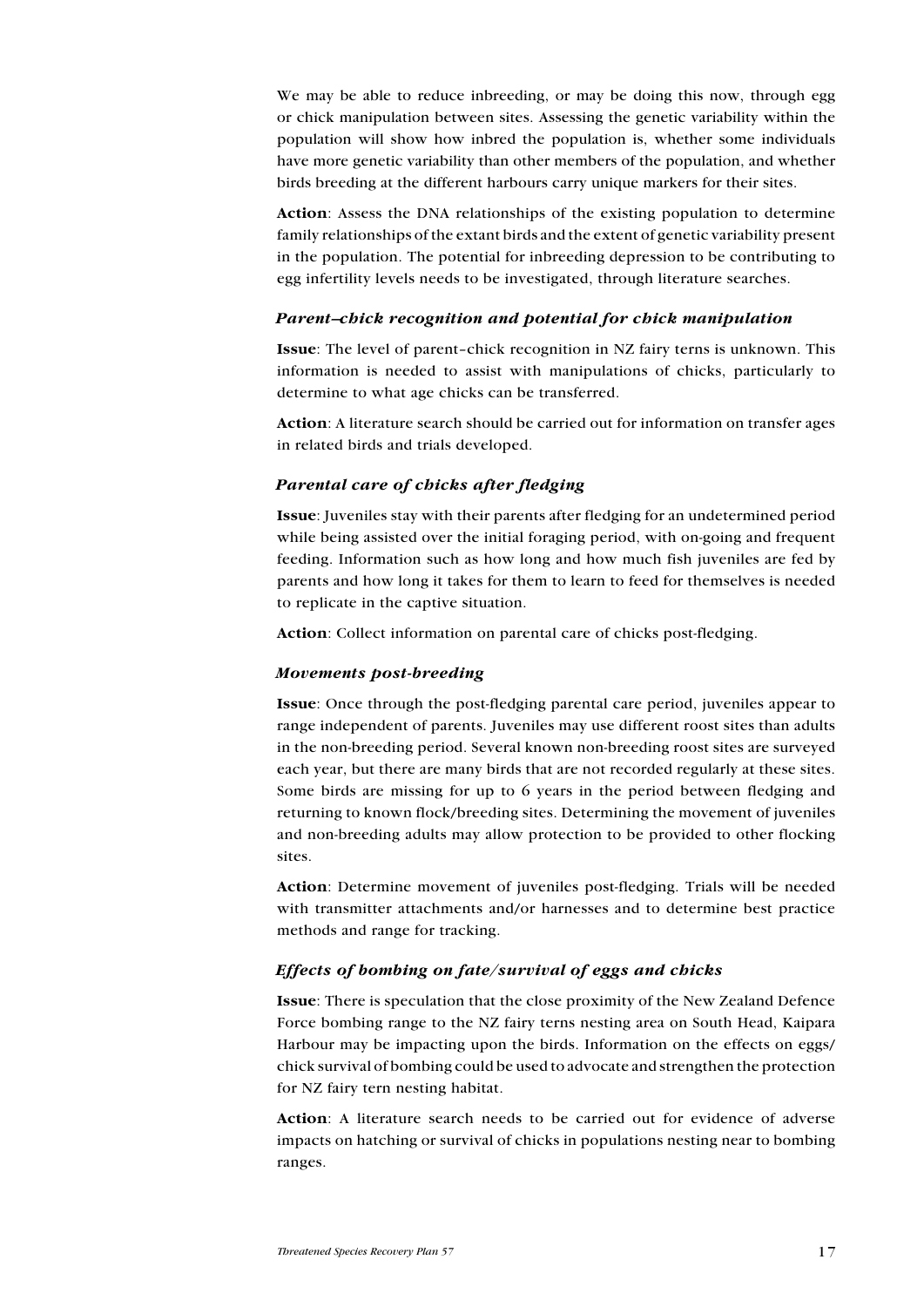We may be able to reduce inbreeding, or may be doing this now, through egg or chick manipulation between sites. Assessing the genetic variability within the population will show how inbred the population is, whether some individuals have more genetic variability than other members of the population, and whether birds breeding at the different harbours carry unique markers for their sites.

**Action**: Assess the DNA relationships of the existing population to determine family relationships of the extant birds and the extent of genetic variability present in the population. The potential for inbreeding depression to be contributing to egg infertility levels needs to be investigated, through literature searches.

### *Parent–chick recognition and potential for chick manipulation*

**Issue**: The level of parent–chick recognition in NZ fairy terns is unknown. This information is needed to assist with manipulations of chicks, particularly to determine to what age chicks can be transferred.

**Action**: A literature search should be carried out for information on transfer ages in related birds and trials developed.

### *Parental care of chicks after fledging*

**Issue**: Juveniles stay with their parents after fledging for an undetermined period while being assisted over the initial foraging period, with on-going and frequent feeding. Information such as how long and how much fish juveniles are fed by parents and how long it takes for them to learn to feed for themselves is needed to replicate in the captive situation.

**Action**: Collect information on parental care of chicks post-fledging.

### *Movements post-breeding*

**Issue**: Once through the post-fledging parental care period, juveniles appear to range independent of parents. Juveniles may use different roost sites than adults in the non-breeding period. Several known non-breeding roost sites are surveyed each year, but there are many birds that are not recorded regularly at these sites. Some birds are missing for up to 6 years in the period between fledging and returning to known flock/breeding sites. Determining the movement of juveniles and non-breeding adults may allow protection to be provided to other flocking sites.

**Action**: Determine movement of juveniles post-fledging. Trials will be needed with transmitter attachments and/or harnesses and to determine best practice methods and range for tracking.

### *Effects of bombing on fate/survival of eggs and chicks*

**Issue**: There is speculation that the close proximity of the New Zealand Defence Force bombing range to the NZ fairy terns nesting area on South Head, Kaipara Harbour may be impacting upon the birds. Information on the effects on eggs/chick survival of bombing could be used to advocate and strengthen the protection for NZ fairy tern nesting habitat.

**Action**: A literature search needs to be carried out for evidence of adverse impacts on hatching or survival of chicks in populations nesting near to bombing ranges.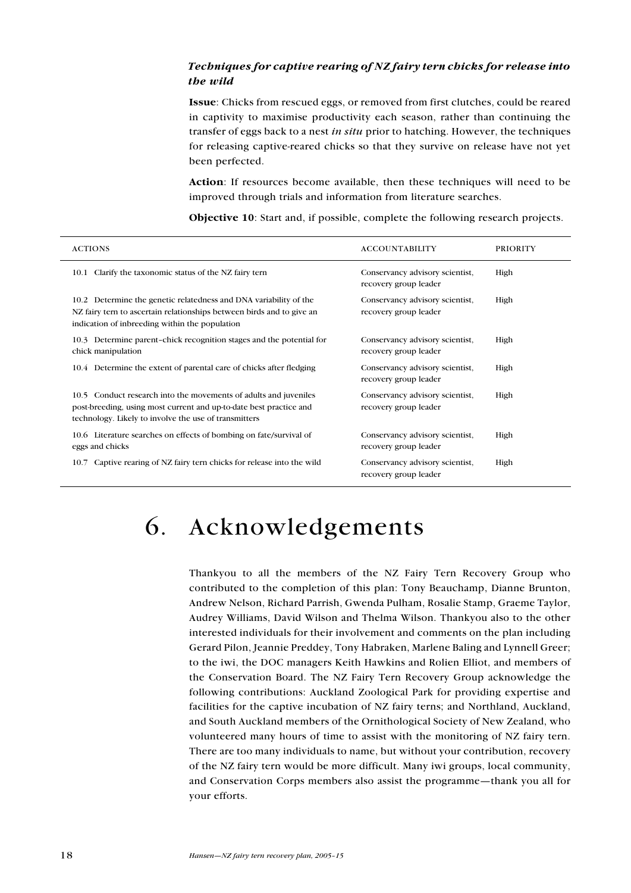*Techniques for captive rearing of NZ fairy tern chicks for release into the wild*

**Issue**: Chicks from rescued eggs, or removed from first clutches, could be reared in captivity to maximise productivity each season, rather than continuing the transfer of eggs back to a nest *in situ* prior to hatching. However, the techniques for releasing captive-reared chicks so that they survive on release have not yet been perfected.

**Action**: If resources become available, then these techniques will need to be improved through trials and information from literature searches.

**Objective 10**: Start and, if possible, complete the following research projects.

| ACTIONS | ACCOUNTABILITY | PRIORITY |
|---|---|---|
| 10.1 Clarify the taxonomic status of the NZ fairy tern | Conservancy advisory scientist, recovery group leader | High |
| 10.2 Determine the genetic relatedness and DNA variability of the NZ fairy tern to ascertain relationships between birds and to give an indication of inbreeding within the population | Conservancy advisory scientist, recovery group leader | High |
| 10.3 Determine parent–chick recognition stages and the potential for chick manipulation | Conservancy advisory scientist, recovery group leader | High |
| 10.4 Determine the extent of parental care of chicks after fledging | Conservancy advisory scientist, recovery group leader | High |
| 10.5 Conduct research into the movements of adults and juveniles post-breeding, using most current and up-to-date best practice and technology. Likely to involve the use of transmitters | Conservancy advisory scientist, recovery group leader | High |
| 10.6 Literature searches on effects of bombing on fate/survival of eggs and chicks | Conservancy advisory scientist, recovery group leader | High |
| 10.7 Captive rearing of NZ fairy tern chicks for release into the wild | Conservancy advisory scientist, recovery group leader | High |

# 6. Acknowledgements

Thankyou to all the members of the NZ Fairy Tern Recovery Group who contributed to the completion of this plan: Tony Beauchamp, Dianne Brunton, Andrew Nelson, Richard Parrish, Gwenda Pulham, Rosalie Stamp, Graeme Taylor, Audrey Williams, David Wilson and Thelma Wilson. Thankyou also to the other interested individuals for their involvement and comments on the plan including Gerard Pilon, Jeannie Preddey, Tony Habraken, Marlene Baling and Lynnell Greer; to the iwi, the DOC managers Keith Hawkins and Rolien Elliot, and members of the Conservation Board. The NZ Fairy Tern Recovery Group acknowledge the following contributions: Auckland Zoological Park for providing expertise and facilities for the captive incubation of NZ fairy terns; and Northland, Auckland, and South Auckland members of the Ornithological Society of New Zealand, who volunteered many hours of time to assist with the monitoring of NZ fairy tern. There are too many individuals to name, but without your contribution, recovery of the NZ fairy tern would be more difficult. Many iwi groups, local community, and Conservation Corps members also assist the programme—thank you all for your efforts.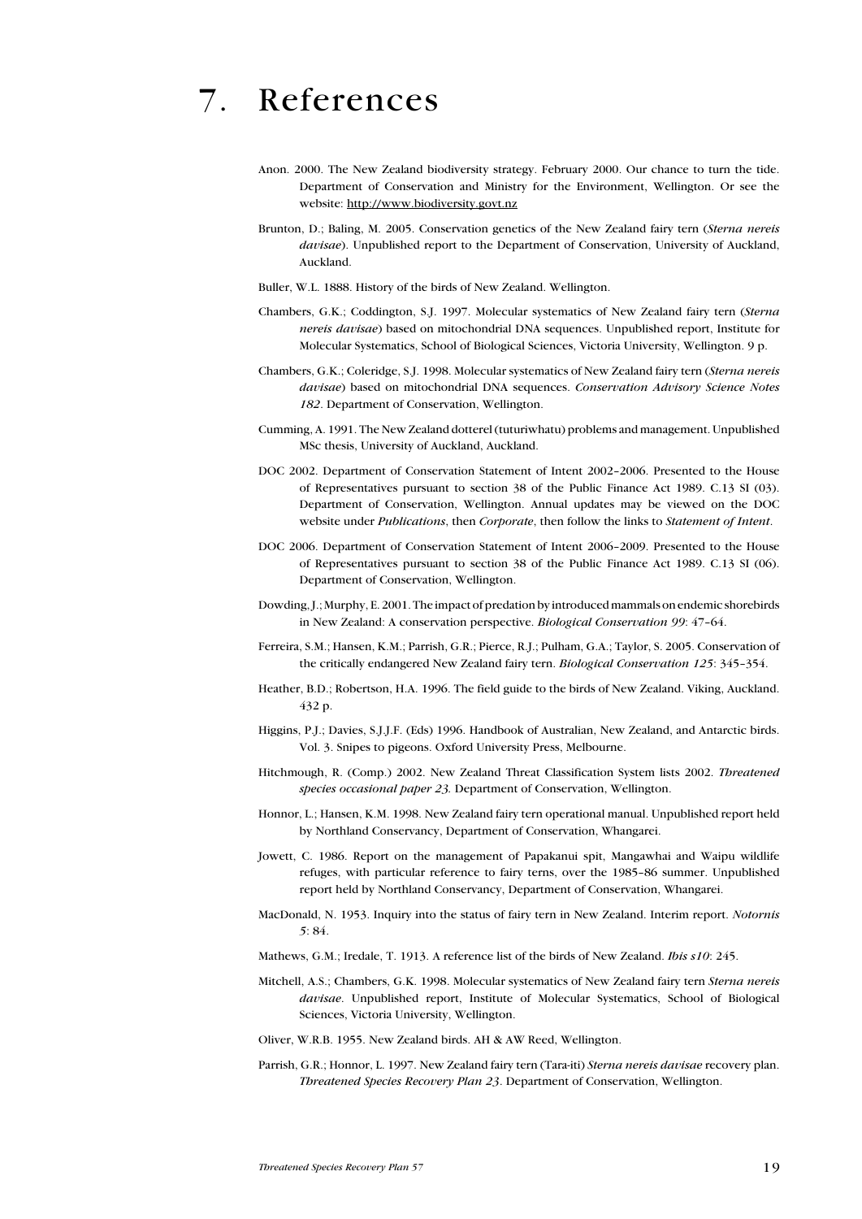# 7. References

Anon. 2000. The New Zealand biodiversity strategy. February 2000. Our chance to turn the tide. Department of Conservation and Ministry for the Environment, Wellington. Or see the website: http://www.biodiversity.govt.nz

Brunton, D.; Baling, M. 2005. Conservation genetics of the New Zealand fairy tern (*Sterna nereis davisae*). Unpublished report to the Department of Conservation, University of Auckland, Auckland.

Buller, W.L. 1888. History of the birds of New Zealand. Wellington.

Chambers, G.K.; Coddington, S.J. 1997. Molecular systematics of New Zealand fairy tern (*Sterna nereis davisae*) based on mitochondrial DNA sequences. Unpublished report, Institute for Molecular Systematics, School of Biological Sciences, Victoria University, Wellington. 9 p.

Chambers, G.K.; Coleridge, S.J. 1998. Molecular systematics of New Zealand fairy tern (*Sterna nereis davisae*) based on mitochondrial DNA sequences. *Conservation Advisory Science Notes 182*. Department of Conservation, Wellington.

Cumming, A. 1991. The New Zealand dotterel (tuturiwhatu) problems and management. Unpublished MSc thesis, University of Auckland, Auckland.

DOC 2002. Department of Conservation Statement of Intent 2002–2006. Presented to the House of Representatives pursuant to section 38 of the Public Finance Act 1989. C.13 SI (03). Department of Conservation, Wellington. Annual updates may be viewed on the DOC website under *Publications*, then *Corporate*, then follow the links to *Statement of Intent*.

DOC 2006. Department of Conservation Statement of Intent 2006–2009. Presented to the House of Representatives pursuant to section 38 of the Public Finance Act 1989. C.13 SI (06). Department of Conservation, Wellington.

Dowding, J.; Murphy, E. 2001. The impact of predation by introduced mammals on endemic shorebirds in New Zealand: A conservation perspective. *Biological Conservation 99*: 47–64.

Ferreira, S.M.; Hansen, K.M.; Parrish, G.R.; Pierce, R.J.; Pulham, G.A.; Taylor, S. 2005. Conservation of the critically endangered New Zealand fairy tern. *Biological Conservation 125*: 345–354.

Heather, B.D.; Robertson, H.A. 1996. The field guide to the birds of New Zealand. Viking, Auckland. 432 p.

Higgins, P.J.; Davies, S.J.J.F. (Eds) 1996. Handbook of Australian, New Zealand, and Antarctic birds. Vol. 3. Snipes to pigeons. Oxford University Press, Melbourne.

Hitchmough, R. (Comp.) 2002. New Zealand Threat Classification System lists 2002. *Threatened species occasional paper 23*. Department of Conservation, Wellington.

Honnor, L.; Hansen, K.M. 1998. New Zealand fairy tern operational manual. Unpublished report held by Northland Conservancy, Department of Conservation, Whangarei.

Jowett, C. 1986. Report on the management of Papakanui spit, Mangawhai and Waipu wildlife refuges, with particular reference to fairy terns, over the 1985–86 summer. Unpublished report held by Northland Conservancy, Department of Conservation, Whangarei.

MacDonald, N. 1953. Inquiry into the status of fairy tern in New Zealand. Interim report. *Notornis 5*: 84.

Mathews, G.M.; Iredale, T. 1913. A reference list of the birds of New Zealand. *Ibis s10*: 245.

Mitchell, A.S.; Chambers, G.K. 1998. Molecular systematics of New Zealand fairy tern *Sterna nereis davisae*. Unpublished report, Institute of Molecular Systematics, School of Biological Sciences, Victoria University, Wellington.

Oliver, W.R.B. 1955. New Zealand birds. AH & AW Reed, Wellington.

Parrish, G.R.; Honnor, L. 1997. New Zealand fairy tern (Tara-iti) *Sterna nereis davisae* recovery plan. *Threatened Species Recovery Plan 23*. Department of Conservation, Wellington.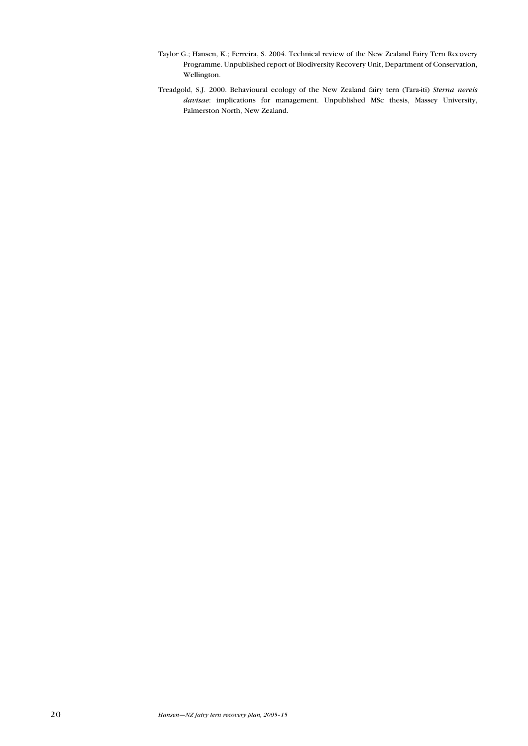Taylor G.; Hansen, K.; Ferreira, S. 2004. Technical review of the New Zealand Fairy Tern Recovery Programme. Unpublished report of Biodiversity Recovery Unit, Department of Conservation, Wellington.

Treadgold, S.J. 2000. Behavioural ecology of the New Zealand fairy tern (Tara-iti) *Sterna nereis davisae*: implications for management. Unpublished MSc thesis, Massey University, Palmerston North, New Zealand.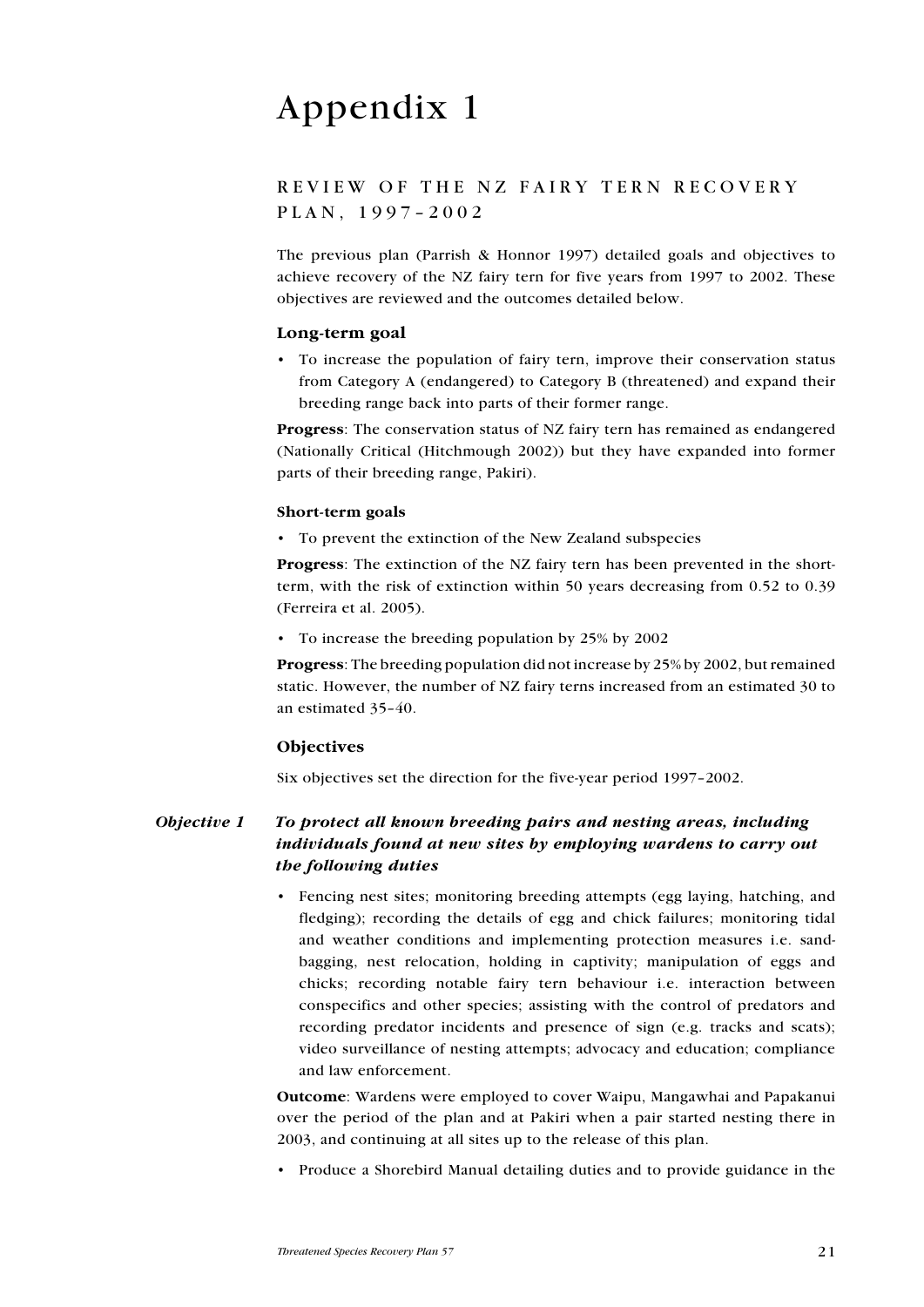# Appendix 1

## REVIEW OF THE NZ FAIRY TERN RECOVERY PLAN, 1997–2002

The previous plan (Parrish & Honnor 1997) detailed goals and objectives to achieve recovery of the NZ fairy tern for five years from 1997 to 2002. These objectives are reviewed and the outcomes detailed below.

### Long-term goal

- To increase the population of fairy tern, improve their conservation status from Category A (endangered) to Category B (threatened) and expand their breeding range back into parts of their former range.

**Progress**: The conservation status of NZ fairy tern has remained as endangered (Nationally Critical (Hitchmough 2002)) but they have expanded into former parts of their breeding range, Pakiri).

#### Short-term goals

- To prevent the extinction of the New Zealand subspecies

**Progress**: The extinction of the NZ fairy tern has been prevented in the short-term, with the risk of extinction within 50 years decreasing from 0.52 to 0.39 (Ferreira et al. 2005).

- To increase the breeding population by 25% by 2002

**Progress**: The breeding population did not increase by 25% by 2002, but remained static. However, the number of NZ fairy terns increased from an estimated 30 to an estimated 35–40.

### Objectives

Six objectives set the direction for the five-year period 1997–2002.

***Objective 1 — To protect all known breeding pairs and nesting areas, including individuals found at new sites by employing wardens to carry out the following duties***

- Fencing nest sites; monitoring breeding attempts (egg laying, hatching, and fledging); recording the details of egg and chick failures; monitoring tidal and weather conditions and implementing protection measures i.e. sand-bagging, nest relocation, holding in captivity; manipulation of eggs and chicks; recording notable fairy tern behaviour i.e. interaction between conspecifics and other species; assisting with the control of predators and recording predator incidents and presence of sign (e.g. tracks and scats); video surveillance of nesting attempts; advocacy and education; compliance and law enforcement.

**Outcome**: Wardens were employed to cover Waipu, Mangawhai and Papakanui over the period of the plan and at Pakiri when a pair started nesting there in 2003, and continuing at all sites up to the release of this plan.

- Produce a Shorebird Manual detailing duties and to provide guidance in the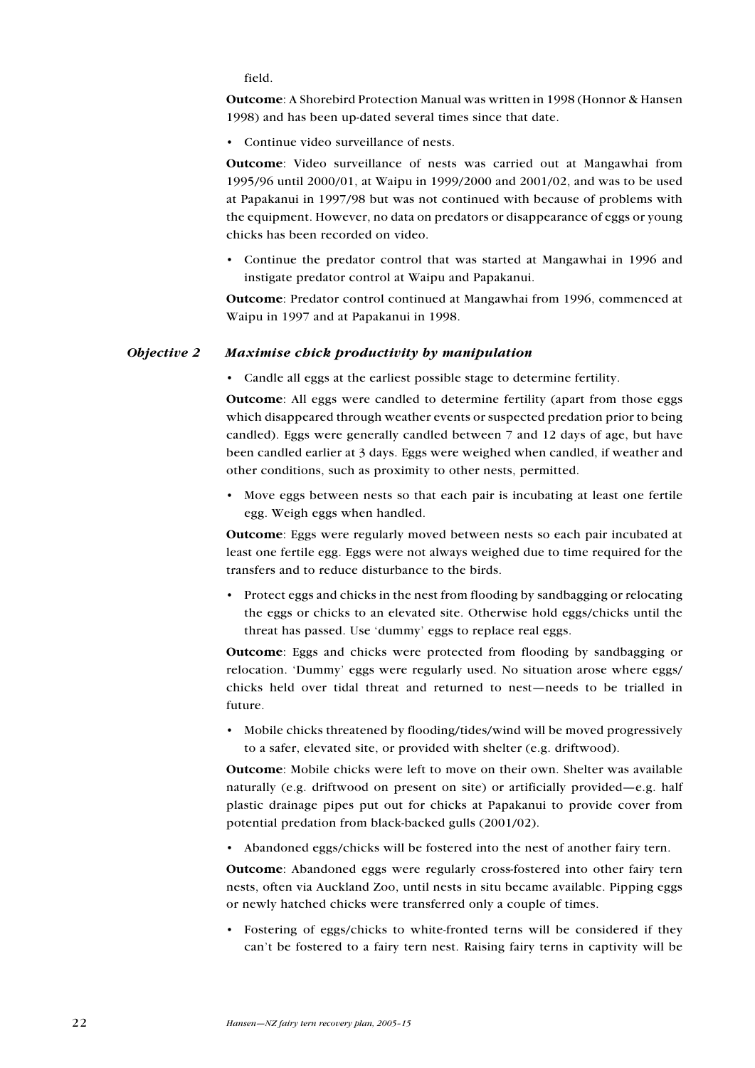field.

**Outcome**: A Shorebird Protection Manual was written in 1998 (Honnor & Hansen 1998) and has been up-dated several times since that date.

- Continue video surveillance of nests.

**Outcome**: Video surveillance of nests was carried out at Mangawhai from 1995/96 until 2000/01, at Waipu in 1999/2000 and 2001/02, and was to be used at Papakanui in 1997/98 but was not continued with because of problems with the equipment. However, no data on predators or disappearance of eggs or young chicks has been recorded on video.

- Continue the predator control that was started at Mangawhai in 1996 and instigate predator control at Waipu and Papakanui.

**Outcome**: Predator control continued at Mangawhai from 1996, commenced at Waipu in 1997 and at Papakanui in 1998.

### *Objective 2 Maximise chick productivity by manipulation*

- Candle all eggs at the earliest possible stage to determine fertility.

**Outcome**: All eggs were candled to determine fertility (apart from those eggs which disappeared through weather events or suspected predation prior to being candled). Eggs were generally candled between 7 and 12 days of age, but have been candled earlier at 3 days. Eggs were weighed when candled, if weather and other conditions, such as proximity to other nests, permitted.

- Move eggs between nests so that each pair is incubating at least one fertile egg. Weigh eggs when handled.

**Outcome**: Eggs were regularly moved between nests so each pair incubated at least one fertile egg. Eggs were not always weighed due to time required for the transfers and to reduce disturbance to the birds.

- Protect eggs and chicks in the nest from flooding by sandbagging or relocating the eggs or chicks to an elevated site. Otherwise hold eggs/chicks until the threat has passed. Use 'dummy' eggs to replace real eggs.

**Outcome**: Eggs and chicks were protected from flooding by sandbagging or relocation. 'Dummy' eggs were regularly used. No situation arose where eggs/chicks held over tidal threat and returned to nest—needs to be trialled in future.

- Mobile chicks threatened by flooding/tides/wind will be moved progressively to a safer, elevated site, or provided with shelter (e.g. driftwood).

**Outcome**: Mobile chicks were left to move on their own. Shelter was available naturally (e.g. driftwood on present on site) or artificially provided—e.g. half plastic drainage pipes put out for chicks at Papakanui to provide cover from potential predation from black-backed gulls (2001/02).

- Abandoned eggs/chicks will be fostered into the nest of another fairy tern.

**Outcome**: Abandoned eggs were regularly cross-fostered into other fairy tern nests, often via Auckland Zoo, until nests in situ became available. Pipping eggs or newly hatched chicks were transferred only a couple of times.

- Fostering of eggs/chicks to white-fronted terns will be considered if they can't be fostered to a fairy tern nest. Raising fairy terns in captivity will be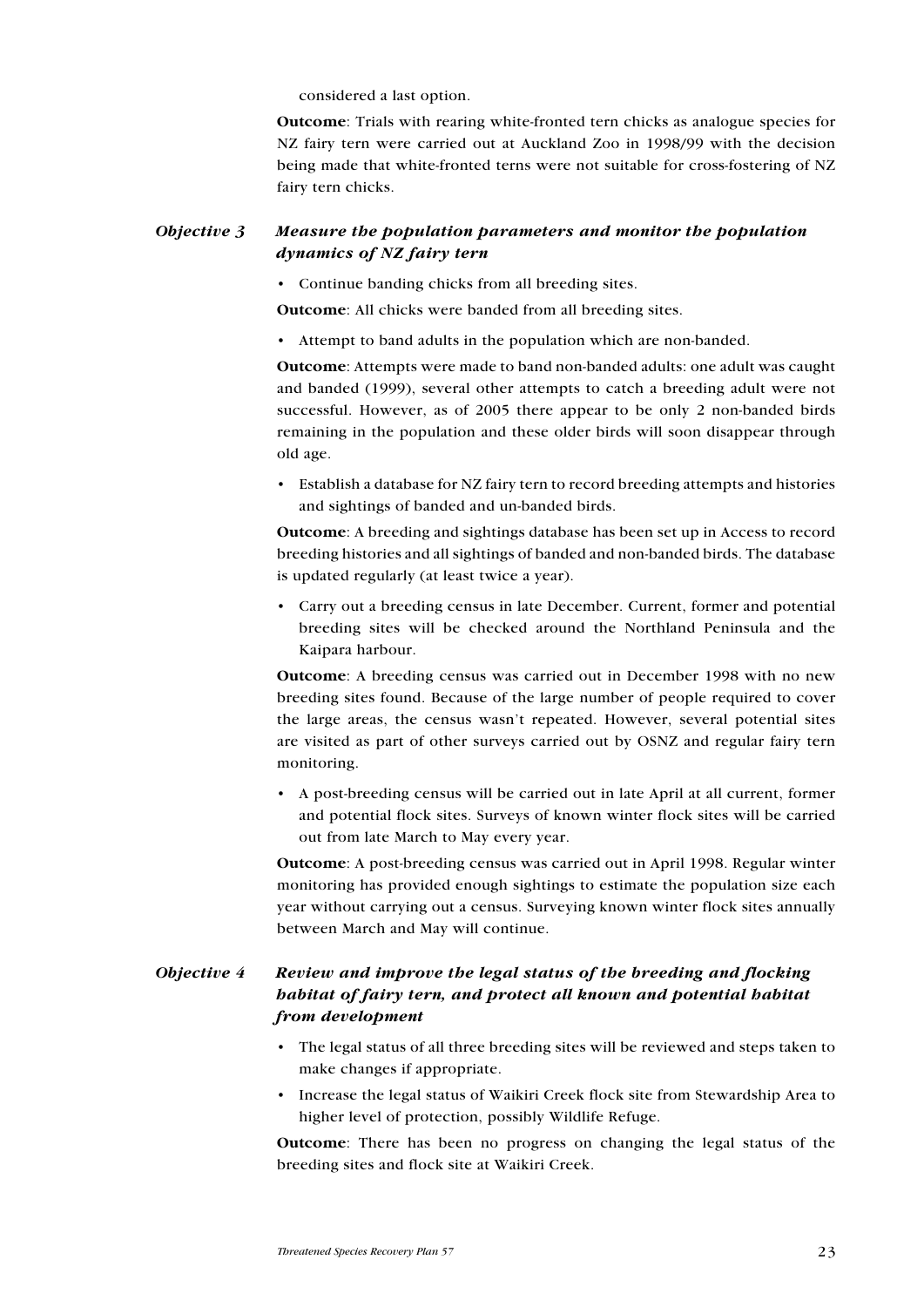considered a last option.

**Outcome**: Trials with rearing white-fronted tern chicks as analogue species for NZ fairy tern were carried out at Auckland Zoo in 1998/99 with the decision being made that white-fronted terns were not suitable for cross-fostering of NZ fairy tern chicks.

### *Objective 3 Measure the population parameters and monitor the population dynamics of NZ fairy tern*

- Continue banding chicks from all breeding sites.

**Outcome**: All chicks were banded from all breeding sites.

- Attempt to band adults in the population which are non-banded.

**Outcome**: Attempts were made to band non-banded adults: one adult was caught and banded (1999), several other attempts to catch a breeding adult were not successful. However, as of 2005 there appear to be only 2 non-banded birds remaining in the population and these older birds will soon disappear through old age.

- Establish a database for NZ fairy tern to record breeding attempts and histories and sightings of banded and un-banded birds.

**Outcome**: A breeding and sightings database has been set up in Access to record breeding histories and all sightings of banded and non-banded birds. The database is updated regularly (at least twice a year).

- Carry out a breeding census in late December. Current, former and potential breeding sites will be checked around the Northland Peninsula and the Kaipara harbour.

**Outcome**: A breeding census was carried out in December 1998 with no new breeding sites found. Because of the large number of people required to cover the large areas, the census wasn't repeated. However, several potential sites are visited as part of other surveys carried out by OSNZ and regular fairy tern monitoring.

- A post-breeding census will be carried out in late April at all current, former and potential flock sites. Surveys of known winter flock sites will be carried out from late March to May every year.

**Outcome**: A post-breeding census was carried out in April 1998. Regular winter monitoring has provided enough sightings to estimate the population size each year without carrying out a census. Surveying known winter flock sites annually between March and May will continue.

### *Objective 4 Review and improve the legal status of the breeding and flocking habitat of fairy tern, and protect all known and potential habitat from development*

- The legal status of all three breeding sites will be reviewed and steps taken to make changes if appropriate.
- Increase the legal status of Waikiri Creek flock site from Stewardship Area to higher level of protection, possibly Wildlife Refuge.

**Outcome**: There has been no progress on changing the legal status of the breeding sites and flock site at Waikiri Creek.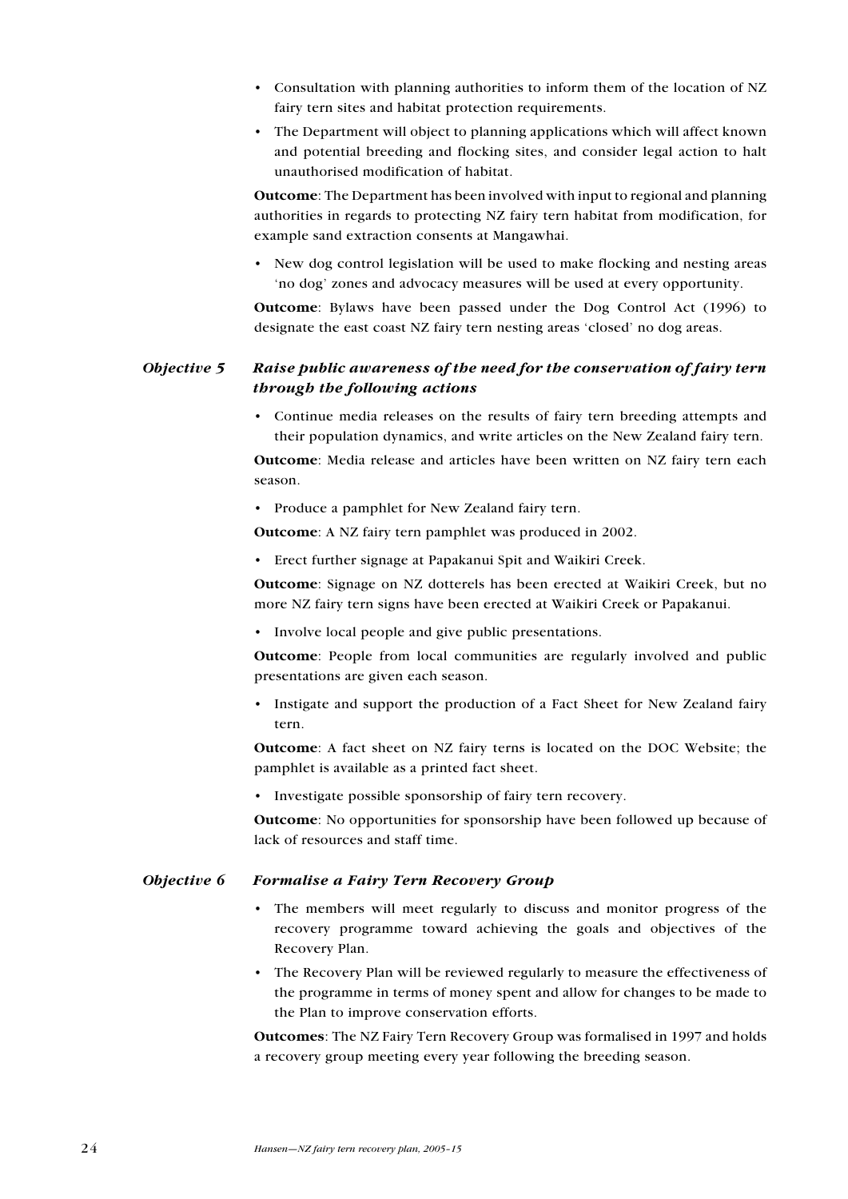- Consultation with planning authorities to inform them of the location of NZ fairy tern sites and habitat protection requirements.
- The Department will object to planning applications which will affect known and potential breeding and flocking sites, and consider legal action to halt unauthorised modification of habitat.

**Outcome**: The Department has been involved with input to regional and planning authorities in regards to protecting NZ fairy tern habitat from modification, for example sand extraction consents at Mangawhai.

- New dog control legislation will be used to make flocking and nesting areas 'no dog' zones and advocacy measures will be used at every opportunity.

**Outcome**: Bylaws have been passed under the Dog Control Act (1996) to designate the east coast NZ fairy tern nesting areas 'closed' no dog areas.

### *Objective 5 Raise public awareness of the need for the conservation of fairy tern through the following actions*

- Continue media releases on the results of fairy tern breeding attempts and their population dynamics, and write articles on the New Zealand fairy tern.

**Outcome**: Media release and articles have been written on NZ fairy tern each season.

- Produce a pamphlet for New Zealand fairy tern.

**Outcome**: A NZ fairy tern pamphlet was produced in 2002.

- Erect further signage at Papakanui Spit and Waikiri Creek.

**Outcome**: Signage on NZ dotterels has been erected at Waikiri Creek, but no more NZ fairy tern signs have been erected at Waikiri Creek or Papakanui.

- Involve local people and give public presentations.

**Outcome**: People from local communities are regularly involved and public presentations are given each season.

- Instigate and support the production of a Fact Sheet for New Zealand fairy tern.

**Outcome**: A fact sheet on NZ fairy terns is located on the DOC Website; the pamphlet is available as a printed fact sheet.

- Investigate possible sponsorship of fairy tern recovery.

**Outcome**: No opportunities for sponsorship have been followed up because of lack of resources and staff time.

### *Objective 6 Formalise a Fairy Tern Recovery Group*

- The members will meet regularly to discuss and monitor progress of the recovery programme toward achieving the goals and objectives of the Recovery Plan.
- The Recovery Plan will be reviewed regularly to measure the effectiveness of the programme in terms of money spent and allow for changes to be made to the Plan to improve conservation efforts.

**Outcomes**: The NZ Fairy Tern Recovery Group was formalised in 1997 and holds a recovery group meeting every year following the breeding season.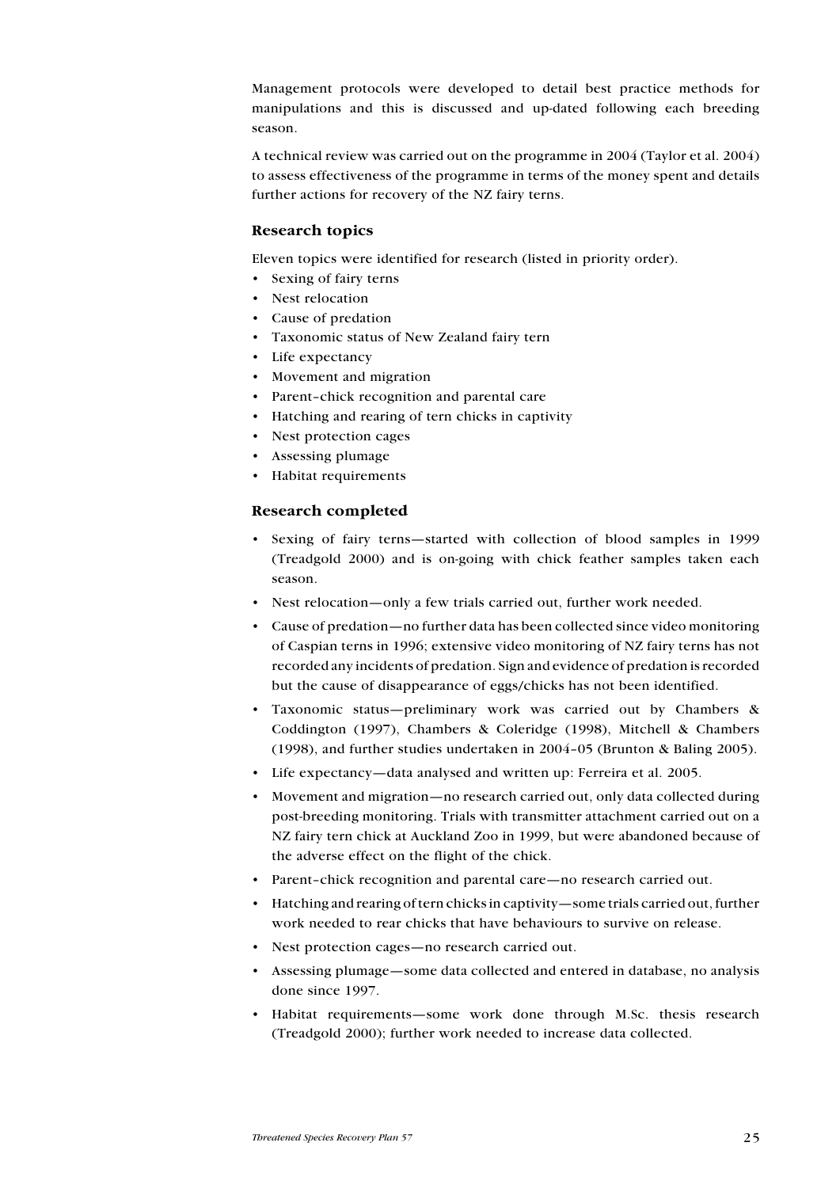Management protocols were developed to detail best practice methods for manipulations and this is discussed and up-dated following each breeding season.

A technical review was carried out on the programme in 2004 (Taylor et al. 2004) to assess effectiveness of the programme in terms of the money spent and details further actions for recovery of the NZ fairy terns.

### Research topics

Eleven topics were identified for research (listed in priority order).

- Sexing of fairy terns
- Nest relocation
- Cause of predation
- Taxonomic status of New Zealand fairy tern
- Life expectancy
- Movement and migration
- Parent–chick recognition and parental care
- Hatching and rearing of tern chicks in captivity
- Nest protection cages
- Assessing plumage
- Habitat requirements

### Research completed

- Sexing of fairy terns—started with collection of blood samples in 1999 (Treadgold 2000) and is on-going with chick feather samples taken each season.
- Nest relocation—only a few trials carried out, further work needed.
- Cause of predation—no further data has been collected since video monitoring of Caspian terns in 1996; extensive video monitoring of NZ fairy terns has not recorded any incidents of predation. Sign and evidence of predation is recorded but the cause of disappearance of eggs/chicks has not been identified.
- Taxonomic status—preliminary work was carried out by Chambers & Coddington (1997), Chambers & Coleridge (1998), Mitchell & Chambers (1998), and further studies undertaken in 2004–05 (Brunton & Baling 2005).
- Life expectancy—data analysed and written up: Ferreira et al. 2005.
- Movement and migration—no research carried out, only data collected during post-breeding monitoring. Trials with transmitter attachment carried out on a NZ fairy tern chick at Auckland Zoo in 1999, but were abandoned because of the adverse effect on the flight of the chick.
- Parent–chick recognition and parental care—no research carried out.
- Hatching and rearing of tern chicks in captivity—some trials carried out, further work needed to rear chicks that have behaviours to survive on release.
- Nest protection cages—no research carried out.
- Assessing plumage—some data collected and entered in database, no analysis done since 1997.
- Habitat requirements—some work done through M.Sc. thesis research (Treadgold 2000); further work needed to increase data collected.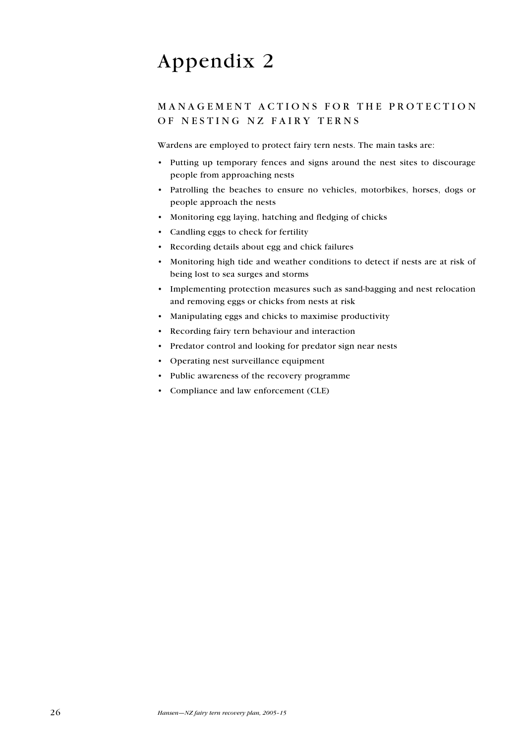# Appendix 2

## MANAGEMENT ACTIONS FOR THE PROTECTION OF NESTING NZ FAIRY TERNS

Wardens are employed to protect fairy tern nests. The main tasks are:

- Putting up temporary fences and signs around the nest sites to discourage people from approaching nests
- Patrolling the beaches to ensure no vehicles, motorbikes, horses, dogs or people approach the nests
- Monitoring egg laying, hatching and fledging of chicks
- Candling eggs to check for fertility
- Recording details about egg and chick failures
- Monitoring high tide and weather conditions to detect if nests are at risk of being lost to sea surges and storms
- Implementing protection measures such as sand-bagging and nest relocation and removing eggs or chicks from nests at risk
- Manipulating eggs and chicks to maximise productivity
- Recording fairy tern behaviour and interaction
- Predator control and looking for predator sign near nests
- Operating nest surveillance equipment
- Public awareness of the recovery programme
- Compliance and law enforcement (CLE)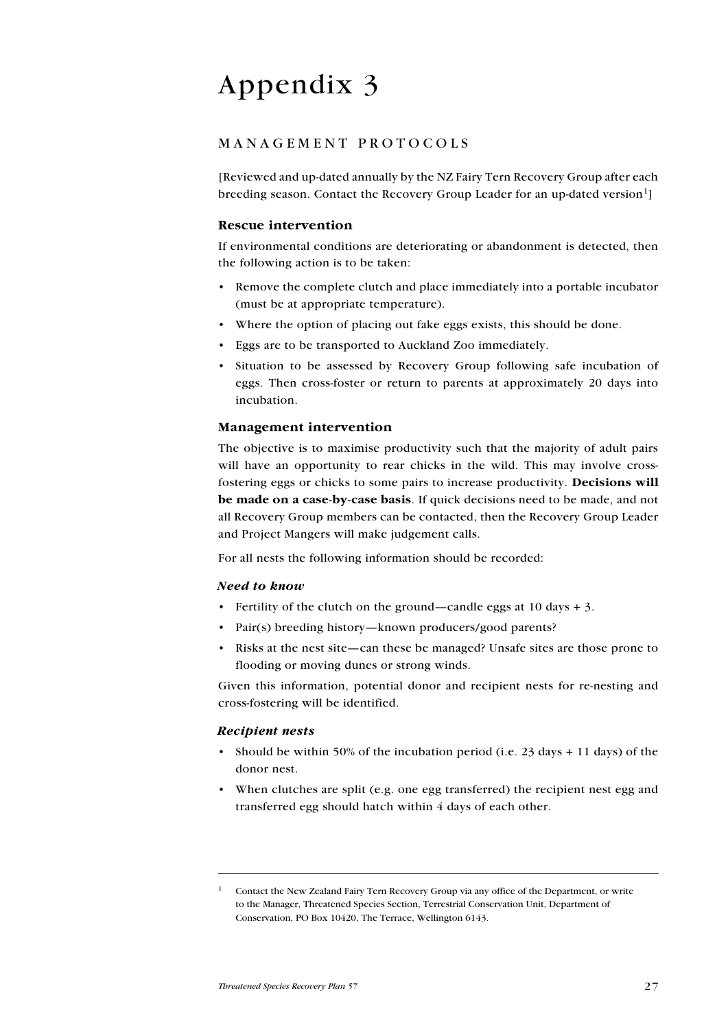# Appendix 3

## MANAGEMENT PROTOCOLS

[Reviewed and up-dated annually by the NZ Fairy Tern Recovery Group after each breeding season. Contact the Recovery Group Leader for an up-dated version[1]]

### Rescue intervention

If environmental conditions are deteriorating or abandonment is detected, then the following action is to be taken:

- Remove the complete clutch and place immediately into a portable incubator (must be at appropriate temperature).
- Where the option of placing out fake eggs exists, this should be done.
- Eggs are to be transported to Auckland Zoo immediately.
- Situation to be assessed by Recovery Group following safe incubation of eggs. Then cross-foster or return to parents at approximately 20 days into incubation.

### Management intervention

The objective is to maximise productivity such that the majority of adult pairs will have an opportunity to rear chicks in the wild. This may involve cross-fostering eggs or chicks to some pairs to increase productivity. **Decisions will be made on a case-by-case basis**. If quick decisions need to be made, and not all Recovery Group members can be contacted, then the Recovery Group Leader and Project Mangers will make judgement calls.

For all nests the following information should be recorded:

#### *Need to know*

- Fertility of the clutch on the ground—candle eggs at 10 days + 3.
- Pair(s) breeding history—known producers/good parents?
- Risks at the nest site—can these be managed? Unsafe sites are those prone to flooding or moving dunes or strong winds.

Given this information, potential donor and recipient nests for re-nesting and cross-fostering will be identified.

#### *Recipient nests*

- Should be within 50% of the incubation period (i.e. 23 days + 11 days) of the donor nest.
- When clutches are split (e.g. one egg transferred) the recipient nest egg and transferred egg should hatch within 4 days of each other.

---

[1] Contact the New Zealand Fairy Tern Recovery Group via any office of the Department, or write to the Manager, Threatened Species Section, Terrestrial Conservation Unit, Department of Conservation, PO Box 10420, The Terrace, Wellington 6143.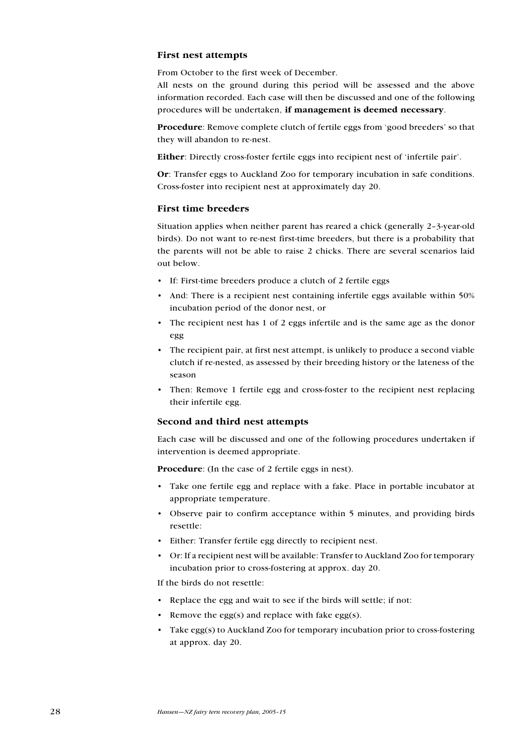### First nest attempts

From October to the first week of December.

All nests on the ground during this period will be assessed and the above information recorded. Each case will then be discussed and one of the following procedures will be undertaken, **if management is deemed necessary**.

**Procedure**: Remove complete clutch of fertile eggs from 'good breeders' so that they will abandon to re-nest.

**Either**: Directly cross-foster fertile eggs into recipient nest of 'infertile pair'.

**Or**: Transfer eggs to Auckland Zoo for temporary incubation in safe conditions. Cross-foster into recipient nest at approximately day 20.

### First time breeders

Situation applies when neither parent has reared a chick (generally 2–3-year-old birds). Do not want to re-nest first-time breeders, but there is a probability that the parents will not be able to raise 2 chicks. There are several scenarios laid out below.

- If: First-time breeders produce a clutch of 2 fertile eggs
- And: There is a recipient nest containing infertile eggs available within 50% incubation period of the donor nest, or
- The recipient nest has 1 of 2 eggs infertile and is the same age as the donor egg
- The recipient pair, at first nest attempt, is unlikely to produce a second viable clutch if re-nested, as assessed by their breeding history or the lateness of the season
- Then: Remove 1 fertile egg and cross-foster to the recipient nest replacing their infertile egg.

### Second and third nest attempts

Each case will be discussed and one of the following procedures undertaken if intervention is deemed appropriate.

**Procedure**: (In the case of 2 fertile eggs in nest).

- Take one fertile egg and replace with a fake. Place in portable incubator at appropriate temperature.
- Observe pair to confirm acceptance within 5 minutes, and providing birds resettle:
- Either: Transfer fertile egg directly to recipient nest.
- Or: If a recipient nest will be available: Transfer to Auckland Zoo for temporary incubation prior to cross-fostering at approx. day 20.

If the birds do not resettle:

- Replace the egg and wait to see if the birds will settle; if not:
- Remove the egg(s) and replace with fake egg(s).
- Take egg(s) to Auckland Zoo for temporary incubation prior to cross-fostering at approx. day 20.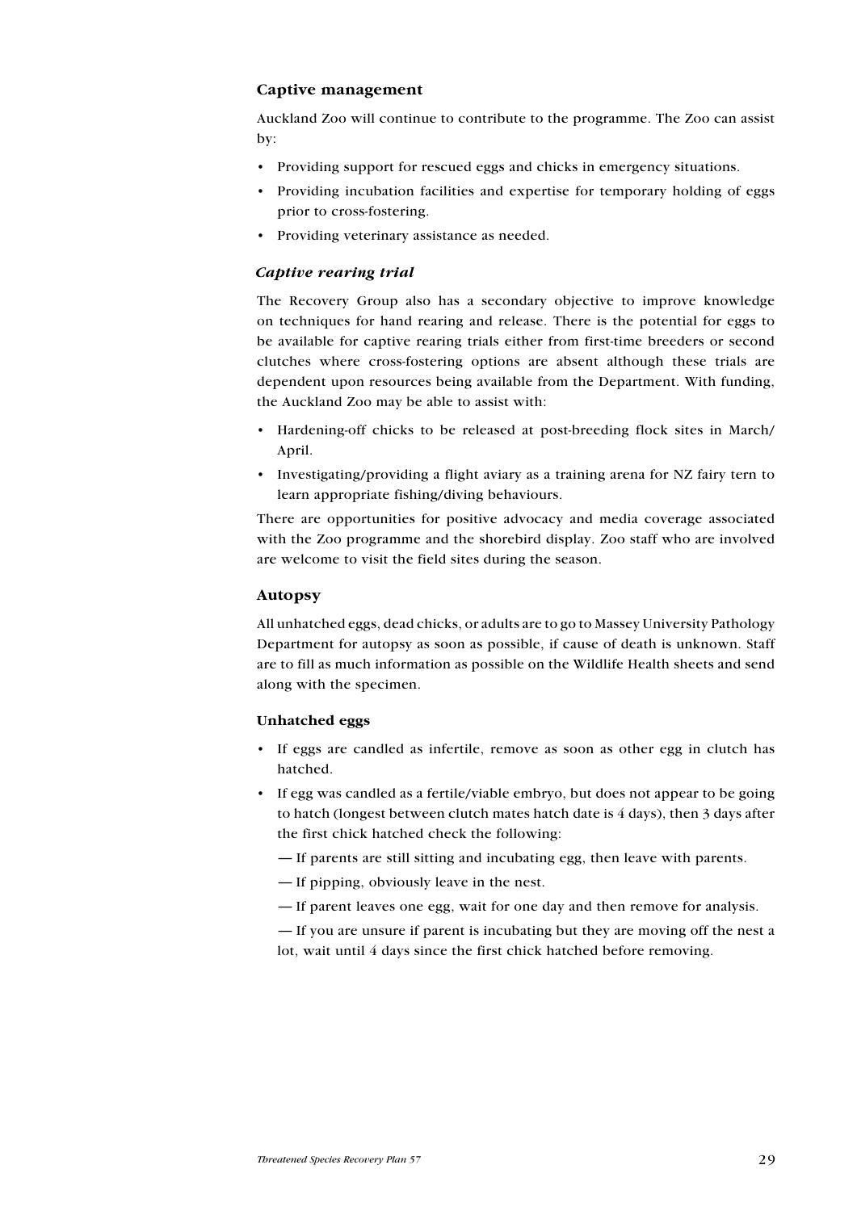## Captive management

Auckland Zoo will continue to contribute to the programme. The Zoo can assist by:

- Providing support for rescued eggs and chicks in emergency situations.
- Providing incubation facilities and expertise for temporary holding of eggs prior to cross-fostering.
- Providing veterinary assistance as needed.

### *Captive rearing trial*

The Recovery Group also has a secondary objective to improve knowledge on techniques for hand rearing and release. There is the potential for eggs to be available for captive rearing trials either from first-time breeders or second clutches where cross-fostering options are absent although these trials are dependent upon resources being available from the Department. With funding, the Auckland Zoo may be able to assist with:

- Hardening-off chicks to be released at post-breeding flock sites in March/April.
- Investigating/providing a flight aviary as a training arena for NZ fairy tern to learn appropriate fishing/diving behaviours.

There are opportunities for positive advocacy and media coverage associated with the Zoo programme and the shorebird display. Zoo staff who are involved are welcome to visit the field sites during the season.

## Autopsy

All unhatched eggs, dead chicks, or adults are to go to Massey University Pathology Department for autopsy as soon as possible, if cause of death is unknown. Staff are to fill as much information as possible on the Wildlife Health sheets and send along with the specimen.

### Unhatched eggs

- If eggs are candled as infertile, remove as soon as other egg in clutch has hatched.
- If egg was candled as a fertile/viable embryo, but does not appear to be going to hatch (longest between clutch mates hatch date is 4 days), then 3 days after the first chick hatched check the following:

  — If parents are still sitting and incubating egg, then leave with parents.

  — If pipping, obviously leave in the nest.

  — If parent leaves one egg, wait for one day and then remove for analysis.

  — If you are unsure if parent is incubating but they are moving off the nest a lot, wait until 4 days since the first chick hatched before removing.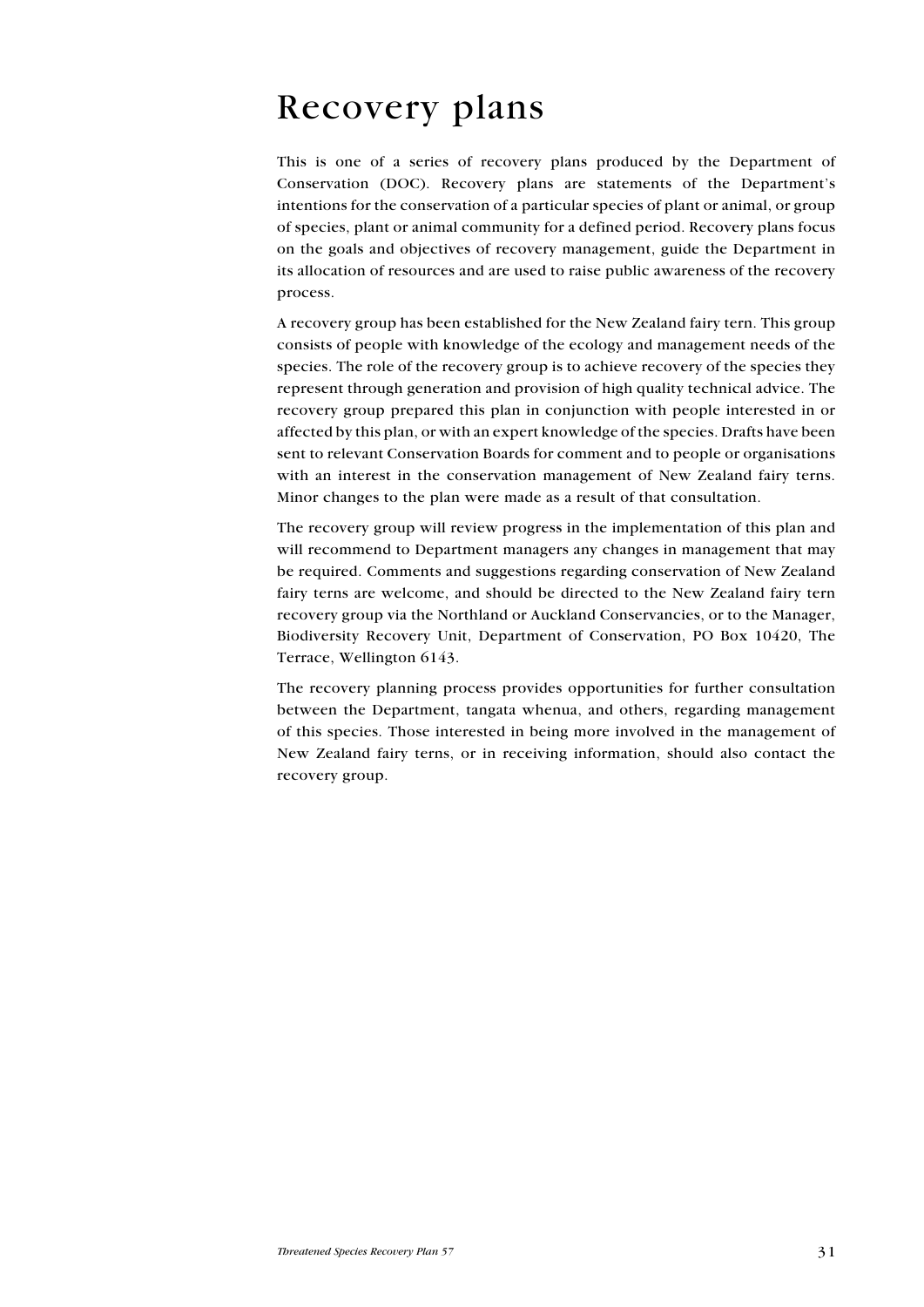# Recovery plans

This is one of a series of recovery plans produced by the Department of Conservation (DOC). Recovery plans are statements of the Department's intentions for the conservation of a particular species of plant or animal, or group of species, plant or animal community for a defined period. Recovery plans focus on the goals and objectives of recovery management, guide the Department in its allocation of resources and are used to raise public awareness of the recovery process.

A recovery group has been established for the New Zealand fairy tern. This group consists of people with knowledge of the ecology and management needs of the species. The role of the recovery group is to achieve recovery of the species they represent through generation and provision of high quality technical advice. The recovery group prepared this plan in conjunction with people interested in or affected by this plan, or with an expert knowledge of the species. Drafts have been sent to relevant Conservation Boards for comment and to people or organisations with an interest in the conservation management of New Zealand fairy terns. Minor changes to the plan were made as a result of that consultation.

The recovery group will review progress in the implementation of this plan and will recommend to Department managers any changes in management that may be required. Comments and suggestions regarding conservation of New Zealand fairy terns are welcome, and should be directed to the New Zealand fairy tern recovery group via the Northland or Auckland Conservancies, or to the Manager, Biodiversity Recovery Unit, Department of Conservation, PO Box 10420, The Terrace, Wellington 6143.

The recovery planning process provides opportunities for further consultation between the Department, tangata whenua, and others, regarding management of this species. Those interested in being more involved in the management of New Zealand fairy terns, or in receiving information, should also contact the recovery group.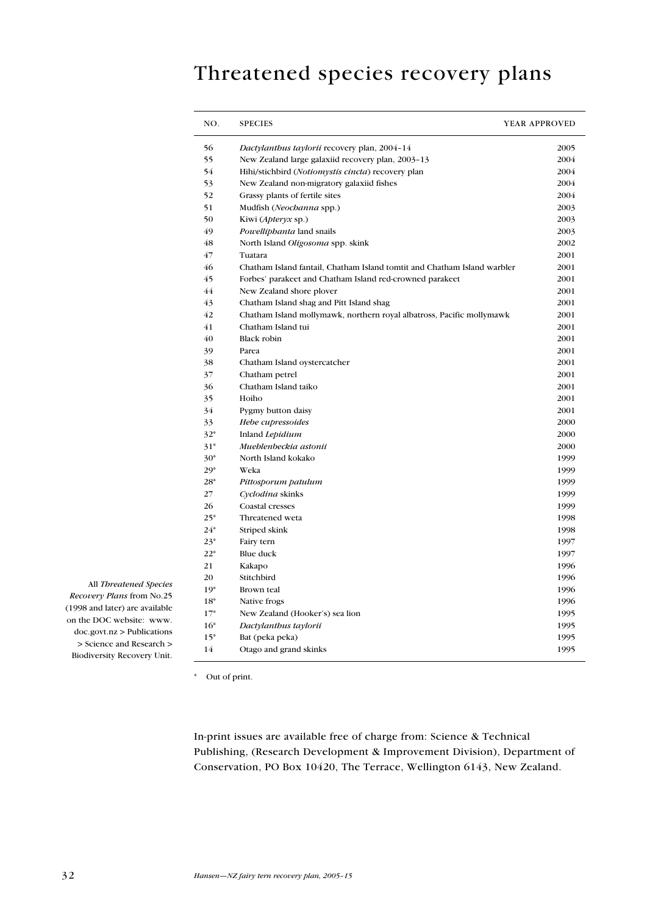# Threatened species recovery plans

| NO. | SPECIES | YEAR APPROVED |
|---|---|---|
| 56 | *Dactylanthus taylorii* recovery plan, 2004–14 | 2005 |
| 55 | New Zealand large galaxiid recovery plan, 2003–13 | 2004 |
| 54 | Hihi/stichbird (*Notiomystis cincta*) recovery plan | 2004 |
| 53 | New Zealand non-migratory galaxiid fishes | 2004 |
| 52 | Grassy plants of fertile sites | 2004 |
| 51 | Mudfish (*Neochanna* spp.) | 2003 |
| 50 | Kiwi (*Apteryx* sp.) | 2003 |
| 49 | *Powelliphanta* land snails | 2003 |
| 48 | North Island *Oligosoma* spp. skink | 2002 |
| 47 | Tuatara | 2001 |
| 46 | Chatham Island fantail, Chatham Island tomtit and Chatham Island warbler | 2001 |
| 45 | Forbes' parakeet and Chatham Island red-crowned parakeet | 2001 |
| 44 | New Zealand shore plover | 2001 |
| 43 | Chatham Island shag and Pitt Island shag | 2001 |
| 42 | Chatham Island mollymawk, northern royal albatross, Pacific mollymawk | 2001 |
| 41 | Chatham Island tui | 2001 |
| 40 | Black robin | 2001 |
| 39 | Parea | 2001 |
| 38 | Chatham Island oystercatcher | 2001 |
| 37 | Chatham petrel | 2001 |
| 36 | Chatham Island taiko | 2001 |
| 35 | Hoiho | 2001 |
| 34 | Pygmy button daisy | 2001 |
| 33 | *Hebe cupressoides* | 2000 |
| 32* | Inland *Lepidium* | 2000 |
| 31* | *Muehlenbeckia astonii* | 2000 |
| 30* | North Island kokako | 1999 |
| 29* | Weka | 1999 |
| 28* | *Pittosporum patulum* | 1999 |
| 27 | *Cyclodina* skinks | 1999 |
| 26 | Coastal cresses | 1999 |
| 25* | Threatened weta | 1998 |
| 24* | Striped skink | 1998 |
| 23* | Fairy tern | 1997 |
| 22* | Blue duck | 1997 |
| 21 | Kakapo | 1996 |
| 20 | Stitchbird | 1996 |
| 19* | Brown teal | 1996 |
| 18* | Native frogs | 1996 |
| 17* | New Zealand (Hooker's) sea lion | 1995 |
| 16* | *Dactylanthus taylorii* | 1995 |
| 15* | Bat (peka peka) | 1995 |
| 14 | Otago and grand skinks | 1995 |

\* Out of print.

All *Threatened Species Recovery Plans* from No.25 (1998 and later) are available on the DOC website: www.doc.govt.nz > Publications > Science and Research > Biodiversity Recovery Unit.

In-print issues are available free of charge from: Science & Technical Publishing, (Research Development & Improvement Division), Department of Conservation, PO Box 10420, The Terrace, Wellington 6143, New Zealand.